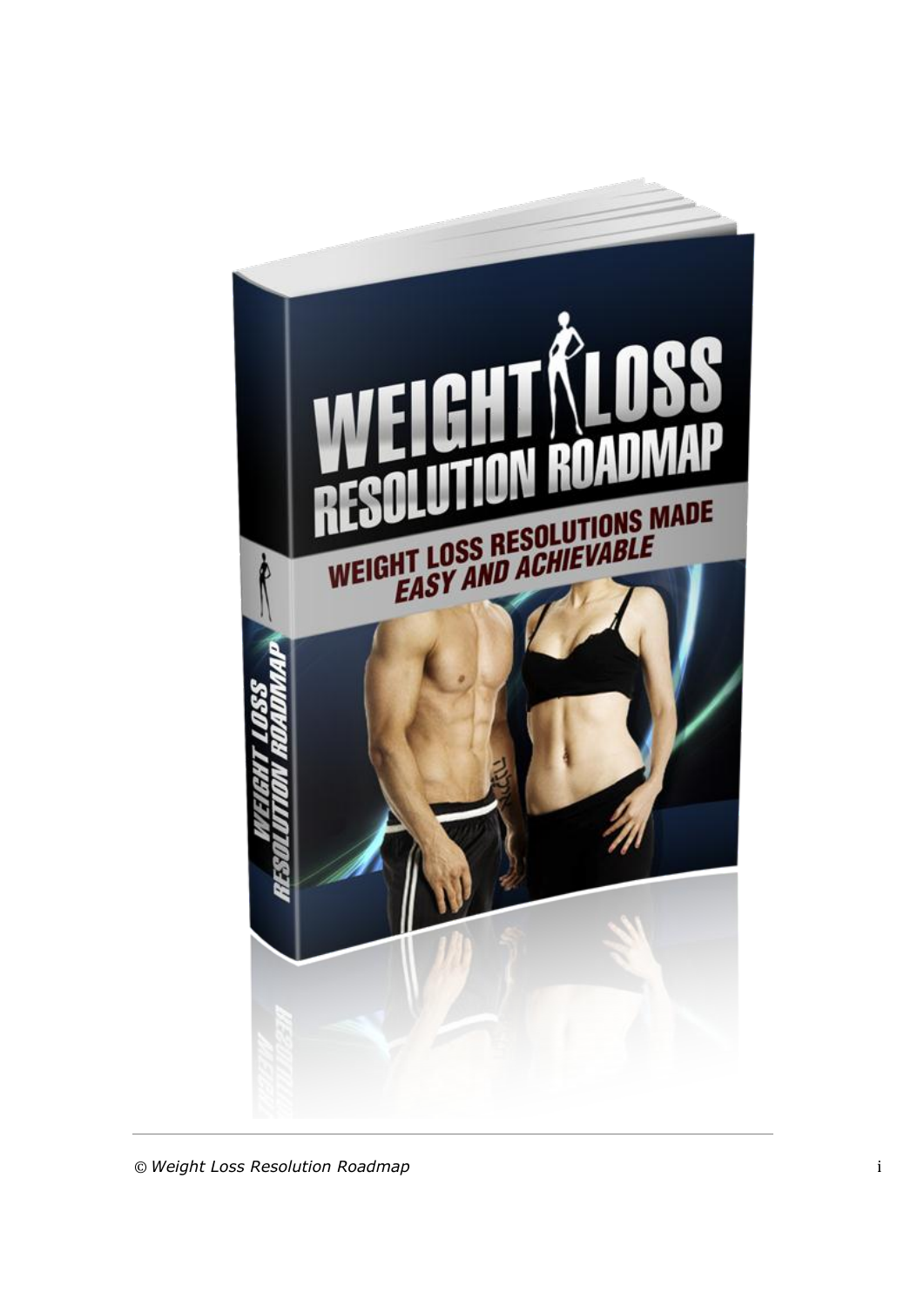# WEIGHT LOSS RESOLUTION ROADMAP

**WEIGHT LOSS RESOLUTIONS MADE *EASY AND ACHIEVABLE***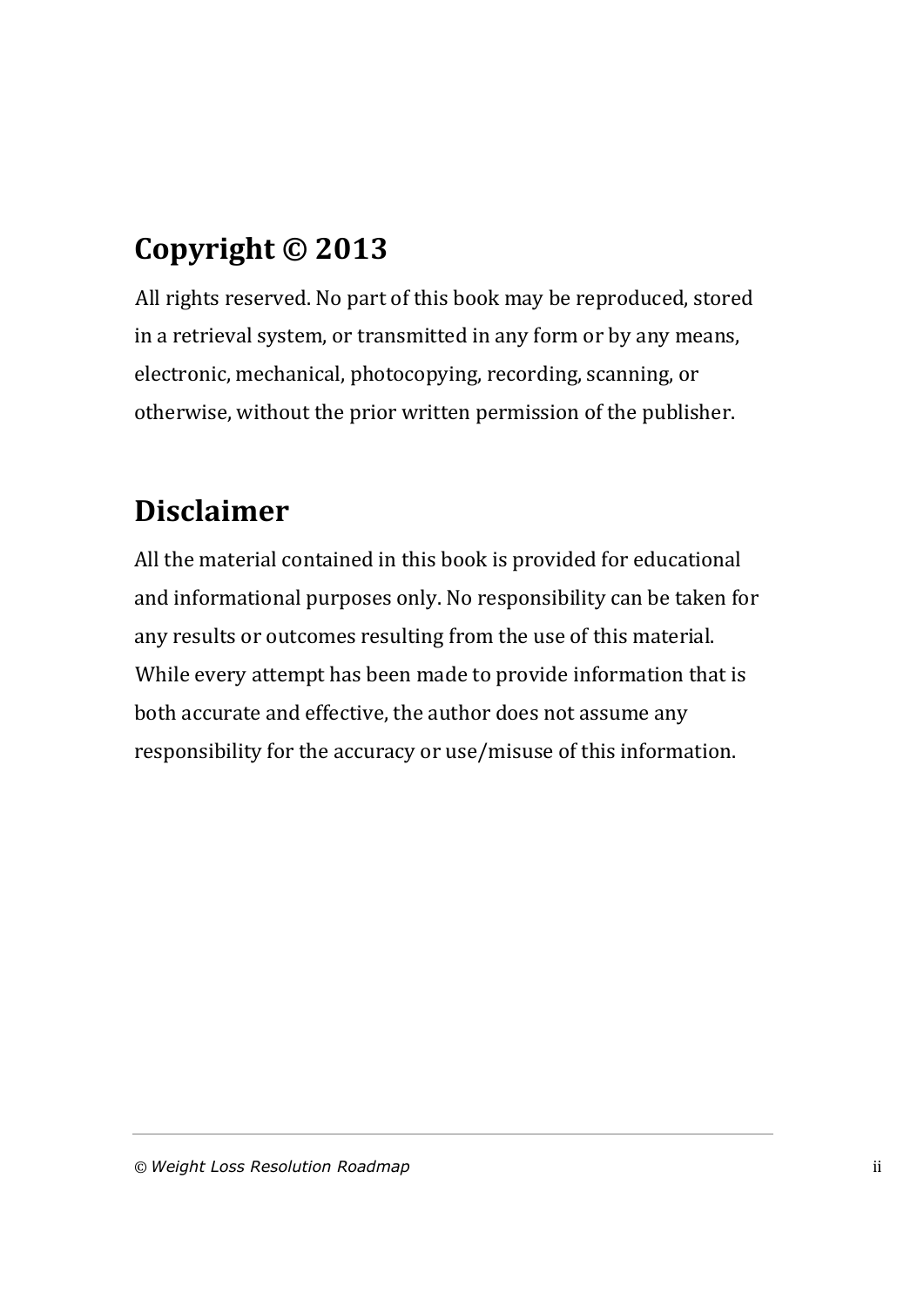## Copyright © 2013

All rights reserved. No part of this book may be reproduced, stored in a retrieval system, or transmitted in any form or by any means, electronic, mechanical, photocopying, recording, scanning, or otherwise, without the prior written permission of the publisher.

## Disclaimer

All the material contained in this book is provided for educational and informational purposes only. No responsibility can be taken for any results or outcomes resulting from the use of this material. While every attempt has been made to provide information that is both accurate and effective, the author does not assume any responsibility for the accuracy or use/misuse of this information.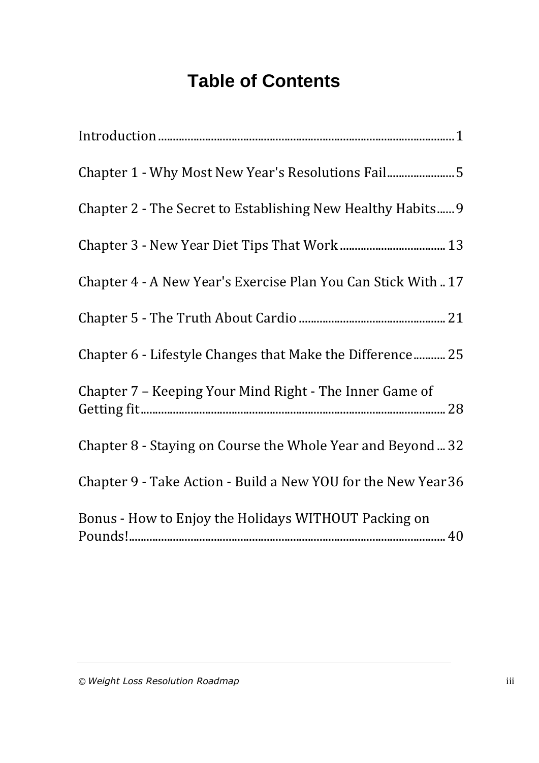# Table of Contents

Introduction ........................................................................................ 1

Chapter 1 - Why Most New Year's Resolutions Fail ...................... 5

Chapter 2 - The Secret to Establishing New Healthy Habits ...... 9

Chapter 3 - New Year Diet Tips That Work .................................. 13

Chapter 4 - A New Year's Exercise Plan You Can Stick With .. 17

Chapter 5 - The Truth About Cardio ................................................ 21

Chapter 6 - Lifestyle Changes that Make the Difference ........... 25

Chapter 7 – Keeping Your Mind Right - The Inner Game of Getting fit ........................................................................................ 28

Chapter 8 - Staying on Course the Whole Year and Beyond ... 32

Chapter 9 - Take Action - Build a New YOU for the New Year 36

Bonus - How to Enjoy the Holidays WITHOUT Packing on Pounds! ........................................................................................ 40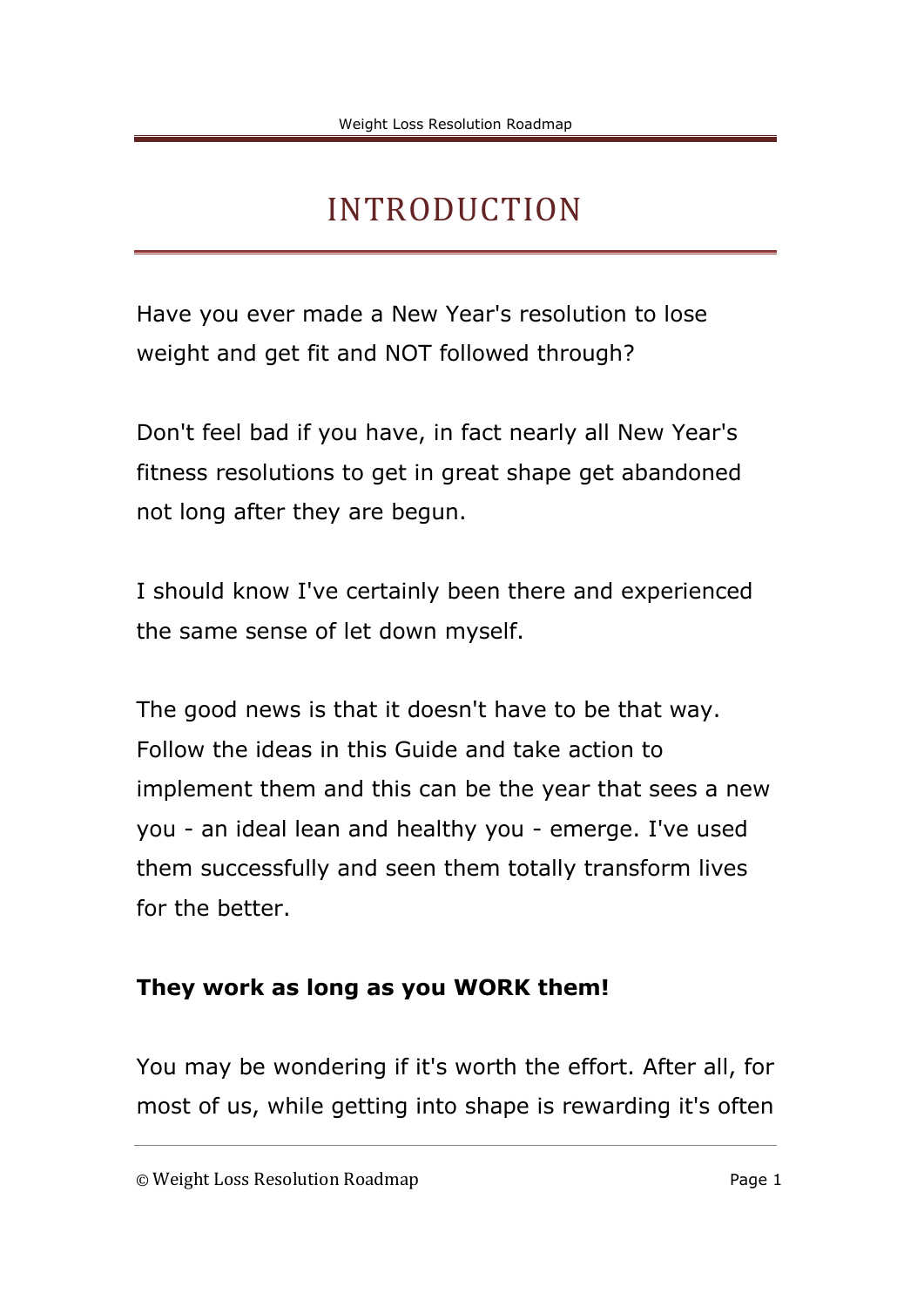# INTRODUCTION

Have you ever made a New Year's resolution to lose weight and get fit and NOT followed through?

Don't feel bad if you have, in fact nearly all New Year's fitness resolutions to get in great shape get abandoned not long after they are begun.

I should know I've certainly been there and experienced the same sense of let down myself.

The good news is that it doesn't have to be that way. Follow the ideas in this Guide and take action to implement them and this can be the year that sees a new you - an ideal lean and healthy you - emerge. I've used them successfully and seen them totally transform lives for the better.

**They work as long as you WORK them!**

You may be wondering if it's worth the effort. After all, for most of us, while getting into shape is rewarding it's often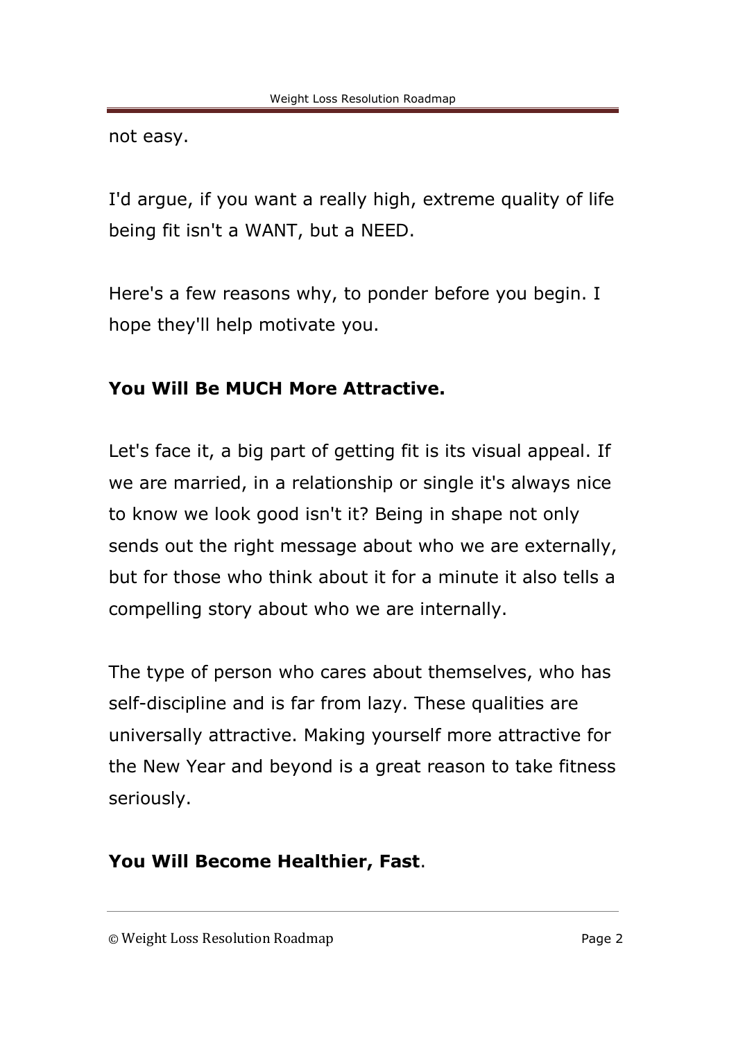not easy.

I'd argue, if you want a really high, extreme quality of life being fit isn't a WANT, but a NEED.

Here's a few reasons why, to ponder before you begin. I hope they'll help motivate you.

**You Will Be MUCH More Attractive.**

Let's face it, a big part of getting fit is its visual appeal. If we are married, in a relationship or single it's always nice to know we look good isn't it? Being in shape not only sends out the right message about who we are externally, but for those who think about it for a minute it also tells a compelling story about who we are internally.

The type of person who cares about themselves, who has self-discipline and is far from lazy. These qualities are universally attractive. Making yourself more attractive for the New Year and beyond is a great reason to take fitness seriously.

**You Will Become Healthier, Fast**.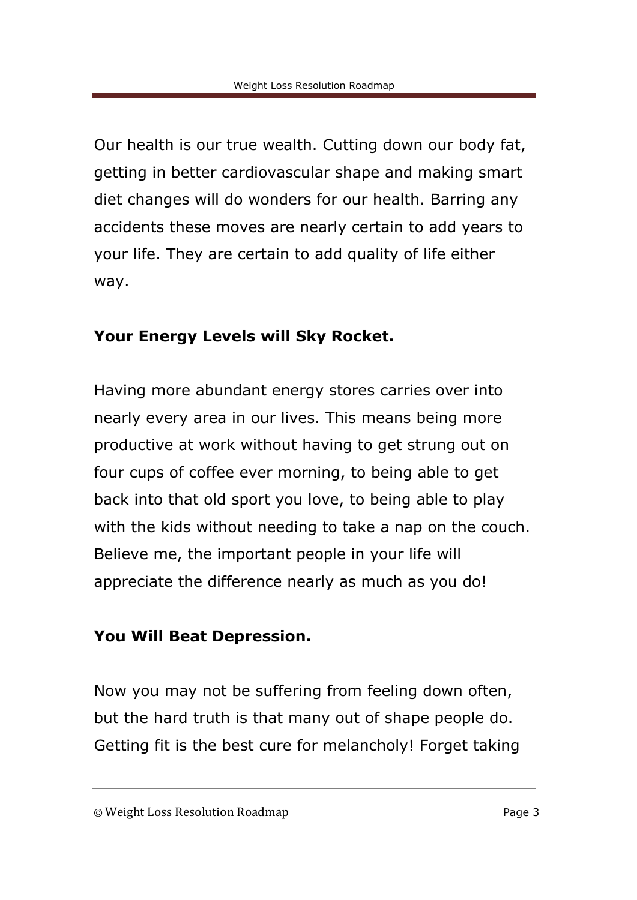Our health is our true wealth. Cutting down our body fat, getting in better cardiovascular shape and making smart diet changes will do wonders for our health. Barring any accidents these moves are nearly certain to add years to your life. They are certain to add quality of life either way.

**Your Energy Levels will Sky Rocket.**

Having more abundant energy stores carries over into nearly every area in our lives. This means being more productive at work without having to get strung out on four cups of coffee ever morning, to being able to get back into that old sport you love, to being able to play with the kids without needing to take a nap on the couch. Believe me, the important people in your life will appreciate the difference nearly as much as you do!

**You Will Beat Depression.**

Now you may not be suffering from feeling down often, but the hard truth is that many out of shape people do. Getting fit is the best cure for melancholy! Forget taking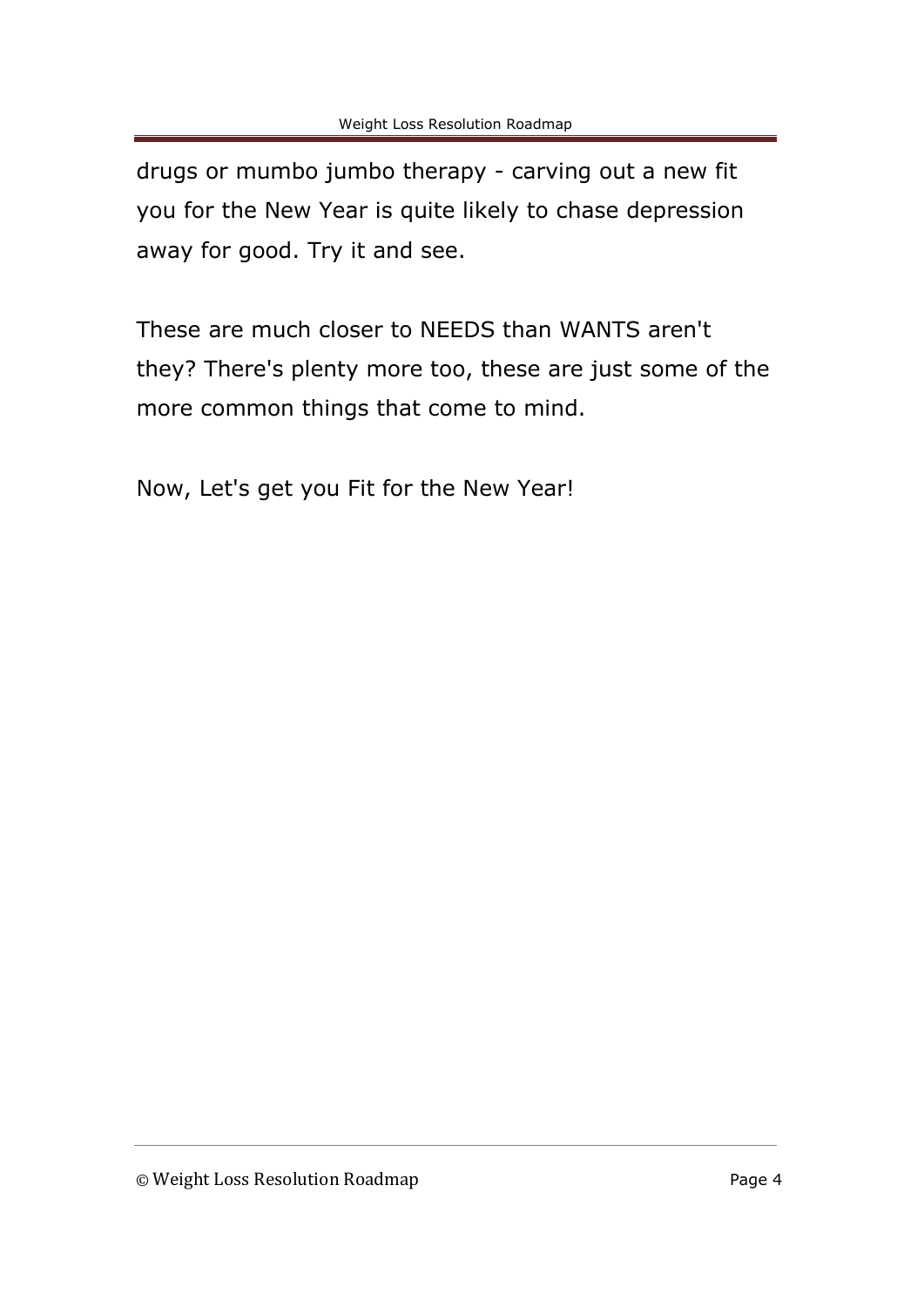drugs or mumbo jumbo therapy - carving out a new fit you for the New Year is quite likely to chase depression away for good. Try it and see.

These are much closer to NEEDS than WANTS aren't they? There's plenty more too, these are just some of the more common things that come to mind.

Now, Let's get you Fit for the New Year!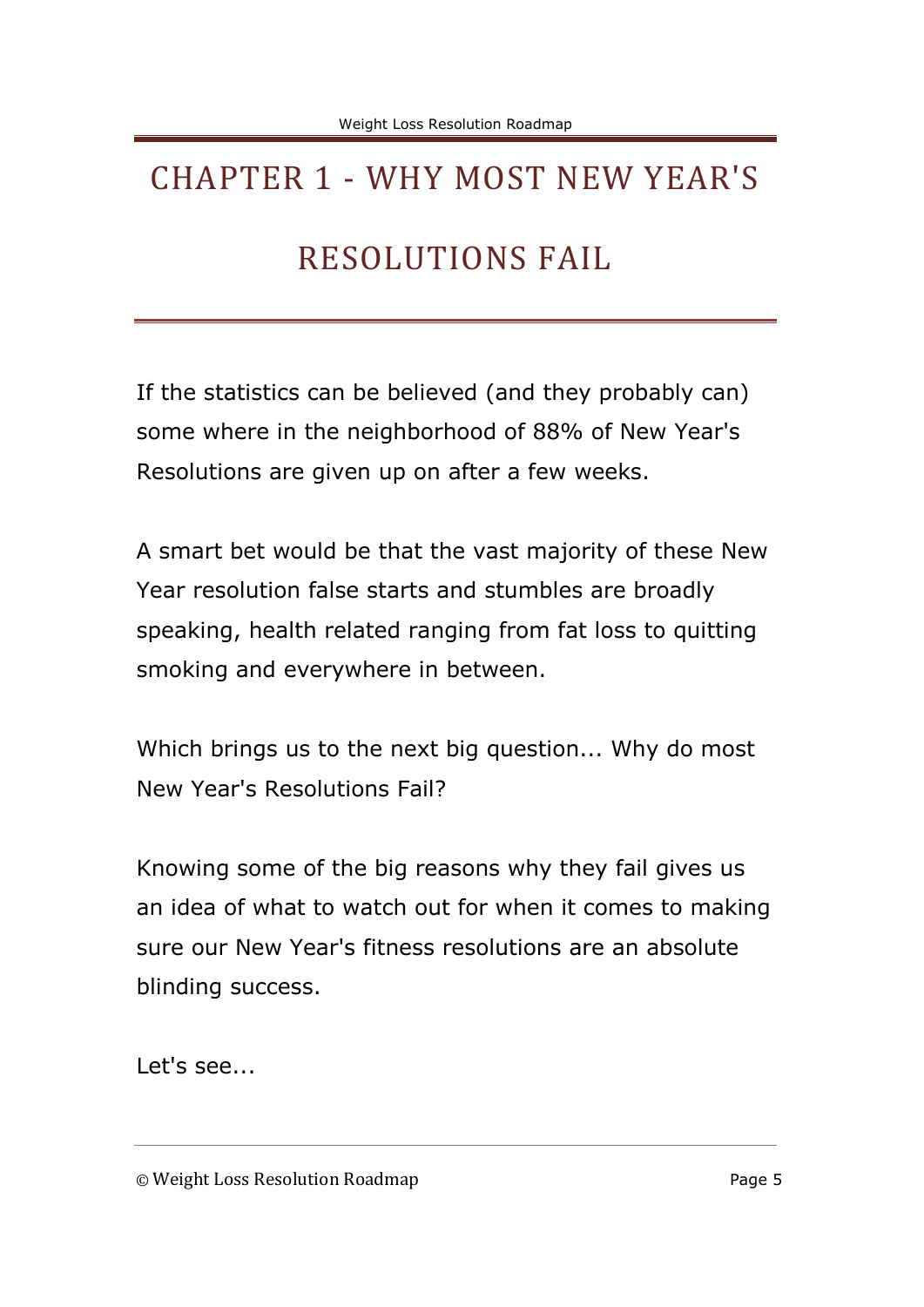# CHAPTER 1 - WHY MOST NEW YEAR'S RESOLUTIONS FAIL

If the statistics can be believed (and they probably can) some where in the neighborhood of 88% of New Year's Resolutions are given up on after a few weeks.

A smart bet would be that the vast majority of these New Year resolution false starts and stumbles are broadly speaking, health related ranging from fat loss to quitting smoking and everywhere in between.

Which brings us to the next big question... Why do most New Year's Resolutions Fail?

Knowing some of the big reasons why they fail gives us an idea of what to watch out for when it comes to making sure our New Year's fitness resolutions are an absolute blinding success.

Let's see...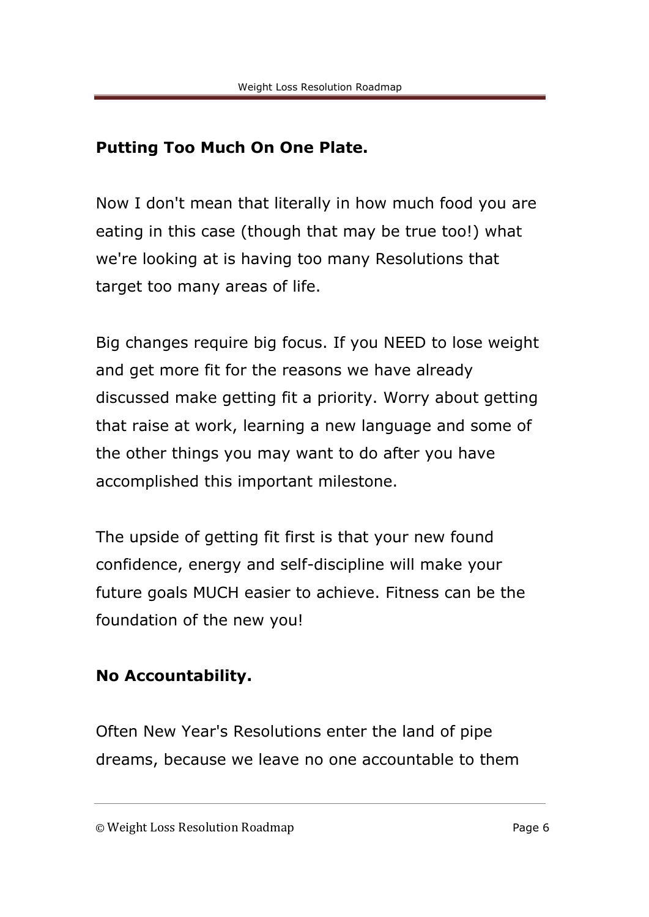**Putting Too Much On One Plate.**

Now I don't mean that literally in how much food you are eating in this case (though that may be true too!) what we're looking at is having too many Resolutions that target too many areas of life.

Big changes require big focus. If you NEED to lose weight and get more fit for the reasons we have already discussed make getting fit a priority. Worry about getting that raise at work, learning a new language and some of the other things you may want to do after you have accomplished this important milestone.

The upside of getting fit first is that your new found confidence, energy and self-discipline will make your future goals MUCH easier to achieve. Fitness can be the foundation of the new you!

**No Accountability.**

Often New Year's Resolutions enter the land of pipe dreams, because we leave no one accountable to them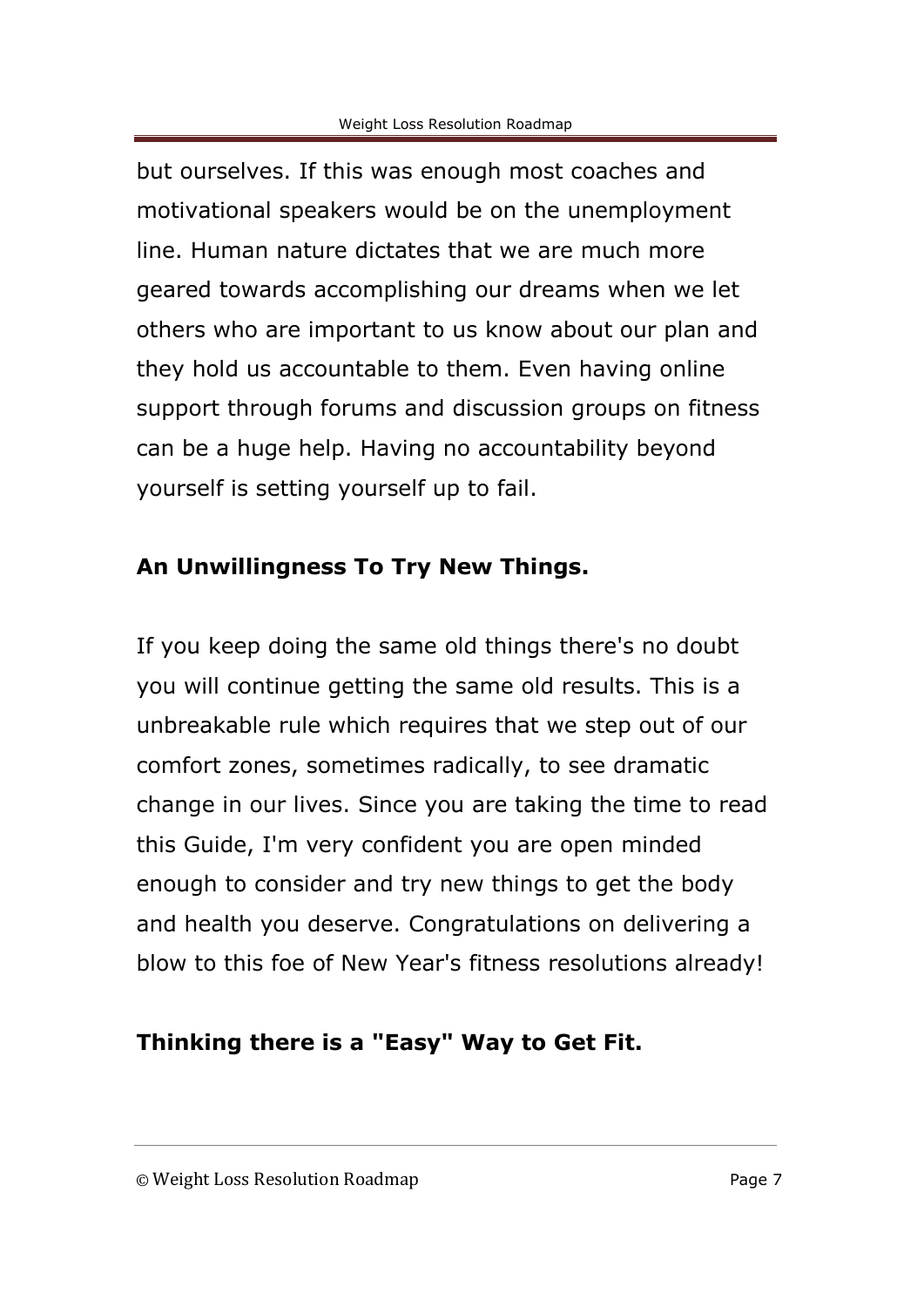but ourselves. If this was enough most coaches and motivational speakers would be on the unemployment line. Human nature dictates that we are much more geared towards accomplishing our dreams when we let others who are important to us know about our plan and they hold us accountable to them. Even having online support through forums and discussion groups on fitness can be a huge help. Having no accountability beyond yourself is setting yourself up to fail.

**An Unwillingness To Try New Things.**

If you keep doing the same old things there's no doubt you will continue getting the same old results. This is a unbreakable rule which requires that we step out of our comfort zones, sometimes radically, to see dramatic change in our lives. Since you are taking the time to read this Guide, I'm very confident you are open minded enough to consider and try new things to get the body and health you deserve. Congratulations on delivering a blow to this foe of New Year's fitness resolutions already!

**Thinking there is a "Easy" Way to Get Fit.**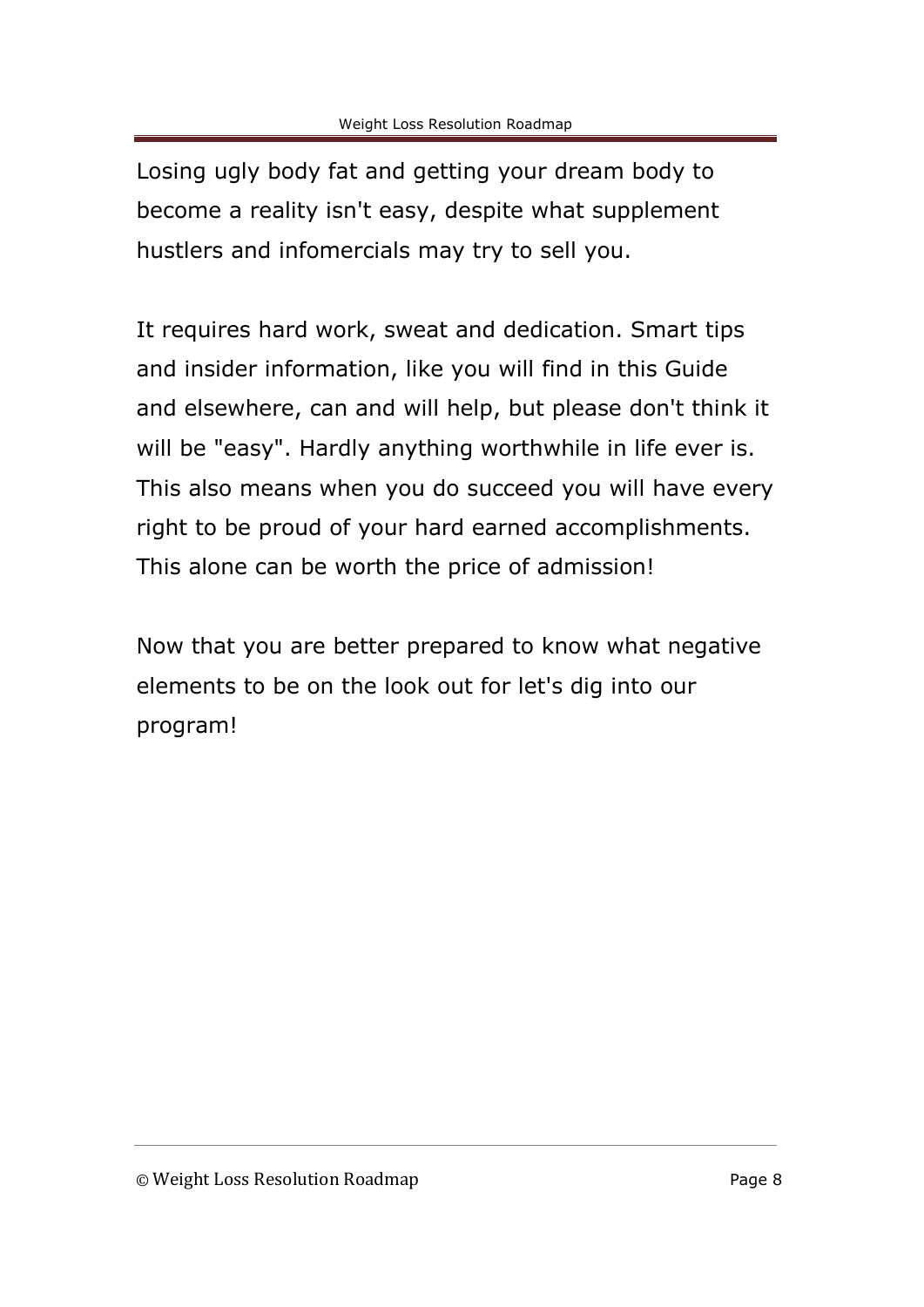Losing ugly body fat and getting your dream body to become a reality isn't easy, despite what supplement hustlers and infomercials may try to sell you.

It requires hard work, sweat and dedication. Smart tips and insider information, like you will find in this Guide and elsewhere, can and will help, but please don't think it will be "easy". Hardly anything worthwhile in life ever is. This also means when you do succeed you will have every right to be proud of your hard earned accomplishments. This alone can be worth the price of admission!

Now that you are better prepared to know what negative elements to be on the look out for let's dig into our program!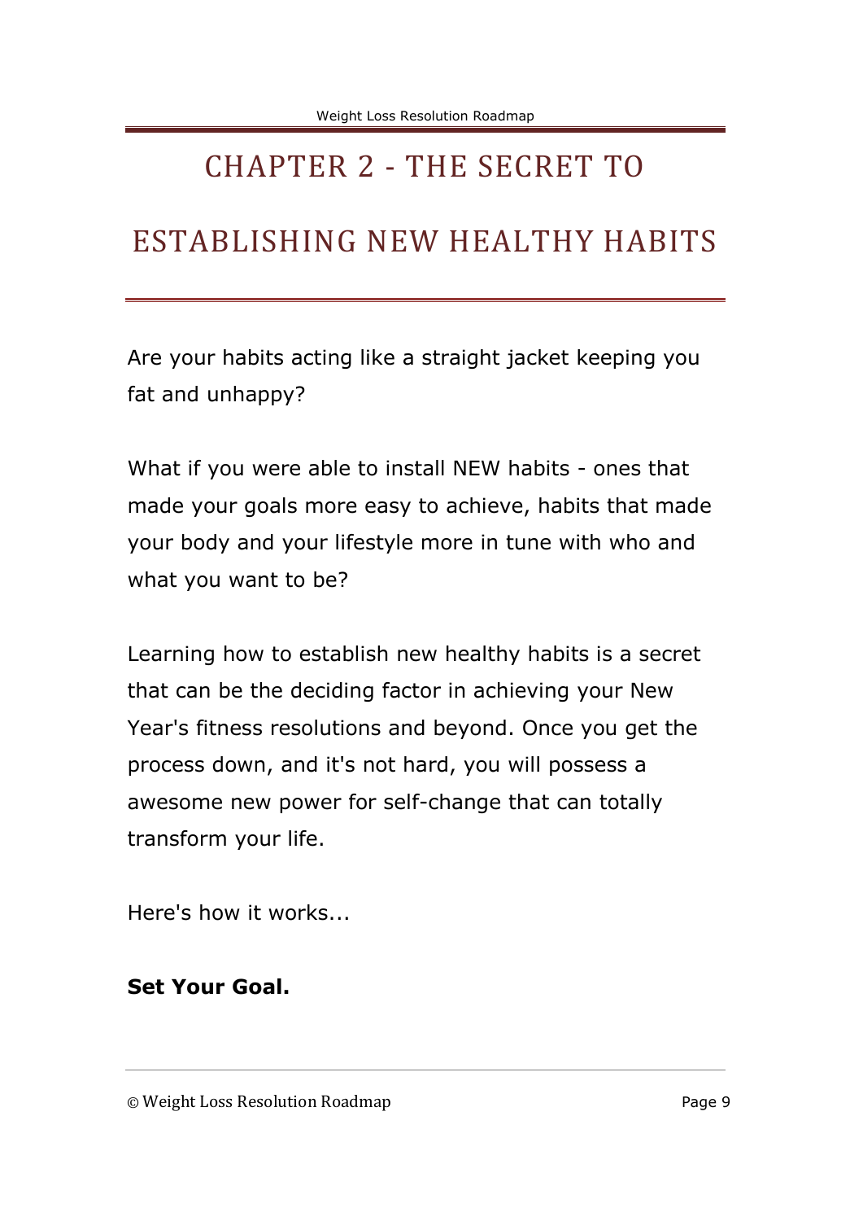# CHAPTER 2 - THE SECRET TO ESTABLISHING NEW HEALTHY HABITS

Are your habits acting like a straight jacket keeping you fat and unhappy?

What if you were able to install NEW habits - ones that made your goals more easy to achieve, habits that made your body and your lifestyle more in tune with who and what you want to be?

Learning how to establish new healthy habits is a secret that can be the deciding factor in achieving your New Year's fitness resolutions and beyond. Once you get the process down, and it's not hard, you will possess a awesome new power for self-change that can totally transform your life.

Here's how it works...

**Set Your Goal.**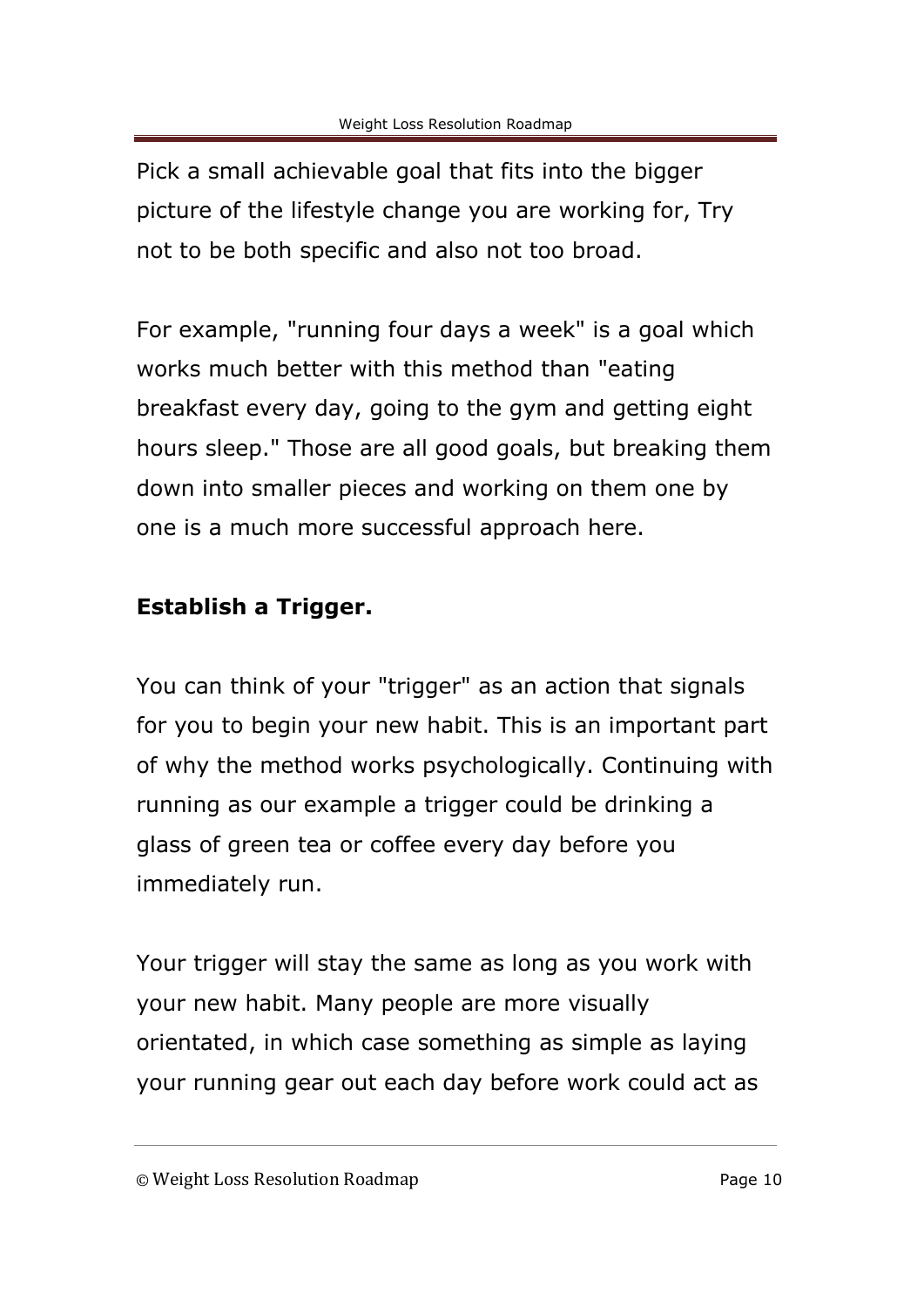Pick a small achievable goal that fits into the bigger picture of the lifestyle change you are working for, Try not to be both specific and also not too broad.

For example, "running four days a week" is a goal which works much better with this method than "eating breakfast every day, going to the gym and getting eight hours sleep." Those are all good goals, but breaking them down into smaller pieces and working on them one by one is a much more successful approach here.

**Establish a Trigger.**

You can think of your "trigger" as an action that signals for you to begin your new habit. This is an important part of why the method works psychologically. Continuing with running as our example a trigger could be drinking a glass of green tea or coffee every day before you immediately run.

Your trigger will stay the same as long as you work with your new habit. Many people are more visually orientated, in which case something as simple as laying your running gear out each day before work could act as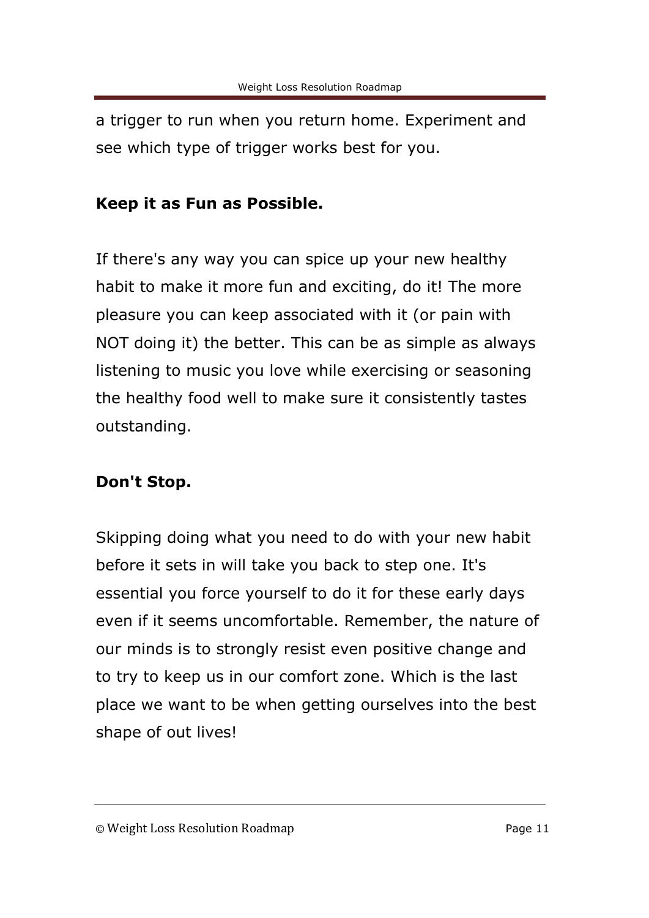a trigger to run when you return home. Experiment and see which type of trigger works best for you.

**Keep it as Fun as Possible.**

If there's any way you can spice up your new healthy habit to make it more fun and exciting, do it! The more pleasure you can keep associated with it (or pain with NOT doing it) the better. This can be as simple as always listening to music you love while exercising or seasoning the healthy food well to make sure it consistently tastes outstanding.

**Don't Stop.**

Skipping doing what you need to do with your new habit before it sets in will take you back to step one. It's essential you force yourself to do it for these early days even if it seems uncomfortable. Remember, the nature of our minds is to strongly resist even positive change and to try to keep us in our comfort zone. Which is the last place we want to be when getting ourselves into the best shape of out lives!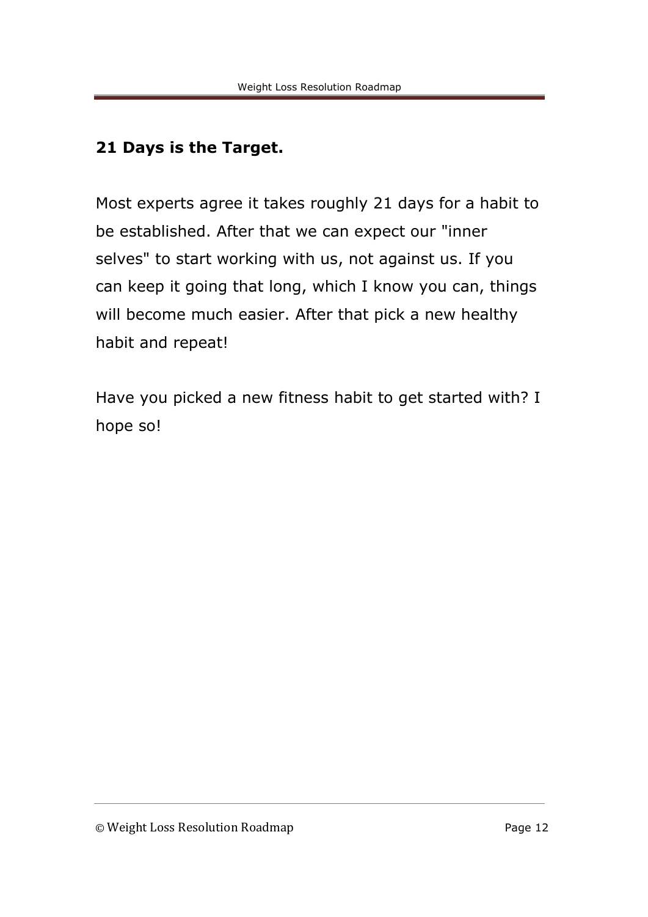## 21 Days is the Target.

Most experts agree it takes roughly 21 days for a habit to be established. After that we can expect our "inner selves" to start working with us, not against us. If you can keep it going that long, which I know you can, things will become much easier. After that pick a new healthy habit and repeat!

Have you picked a new fitness habit to get started with? I hope so!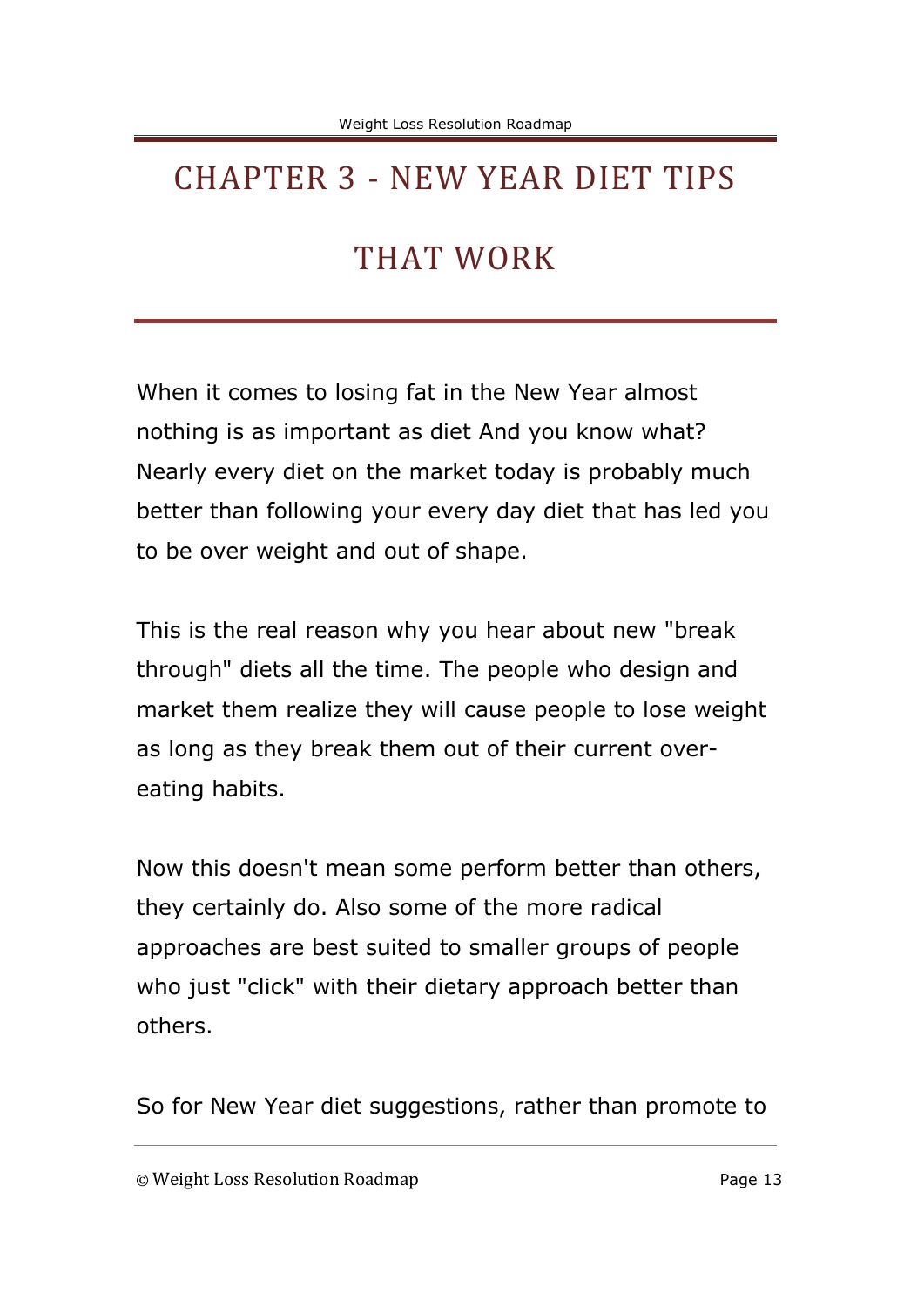# CHAPTER 3 - NEW YEAR DIET TIPS THAT WORK

When it comes to losing fat in the New Year almost nothing is as important as diet And you know what? Nearly every diet on the market today is probably much better than following your every day diet that has led you to be over weight and out of shape.

This is the real reason why you hear about new "break through" diets all the time. The people who design and market them realize they will cause people to lose weight as long as they break them out of their current over-eating habits.

Now this doesn't mean some perform better than others, they certainly do. Also some of the more radical approaches are best suited to smaller groups of people who just "click" with their dietary approach better than others.

So for New Year diet suggestions, rather than promote to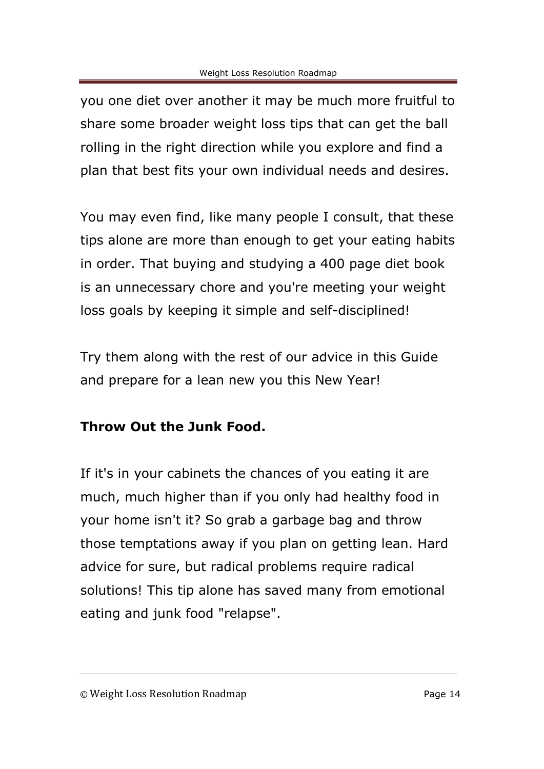you one diet over another it may be much more fruitful to share some broader weight loss tips that can get the ball rolling in the right direction while you explore and find a plan that best fits your own individual needs and desires.

You may even find, like many people I consult, that these tips alone are more than enough to get your eating habits in order. That buying and studying a 400 page diet book is an unnecessary chore and you're meeting your weight loss goals by keeping it simple and self-disciplined!

Try them along with the rest of our advice in this Guide and prepare for a lean new you this New Year!

**Throw Out the Junk Food.**

If it's in your cabinets the chances of you eating it are much, much higher than if you only had healthy food in your home isn't it? So grab a garbage bag and throw those temptations away if you plan on getting lean. Hard advice for sure, but radical problems require radical solutions! This tip alone has saved many from emotional eating and junk food "relapse".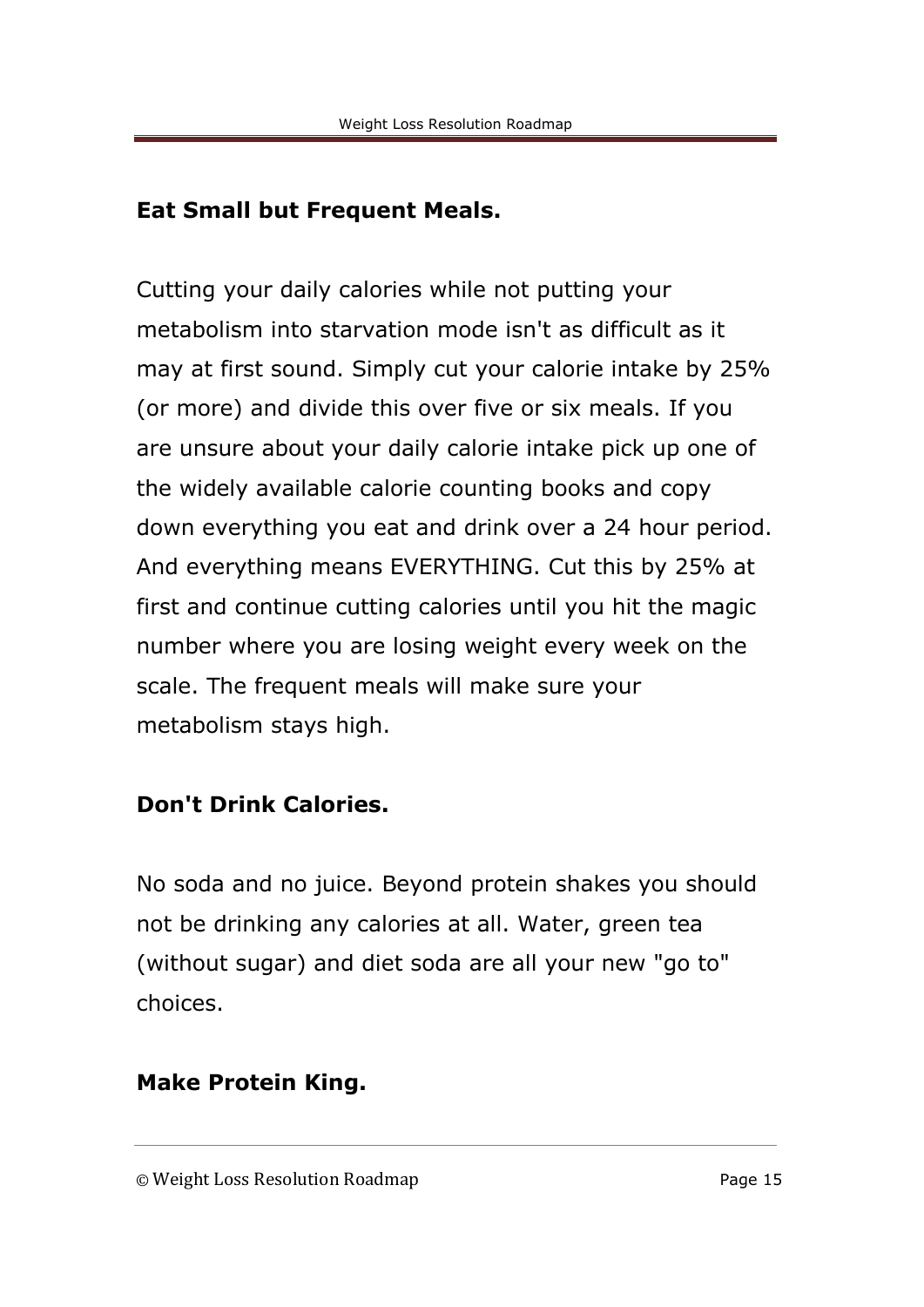**Eat Small but Frequent Meals.**

Cutting your daily calories while not putting your metabolism into starvation mode isn't as difficult as it may at first sound. Simply cut your calorie intake by 25% (or more) and divide this over five or six meals. If you are unsure about your daily calorie intake pick up one of the widely available calorie counting books and copy down everything you eat and drink over a 24 hour period. And everything means EVERYTHING. Cut this by 25% at first and continue cutting calories until you hit the magic number where you are losing weight every week on the scale. The frequent meals will make sure your metabolism stays high.

**Don't Drink Calories.**

No soda and no juice. Beyond protein shakes you should not be drinking any calories at all. Water, green tea (without sugar) and diet soda are all your new "go to" choices.

**Make Protein King.**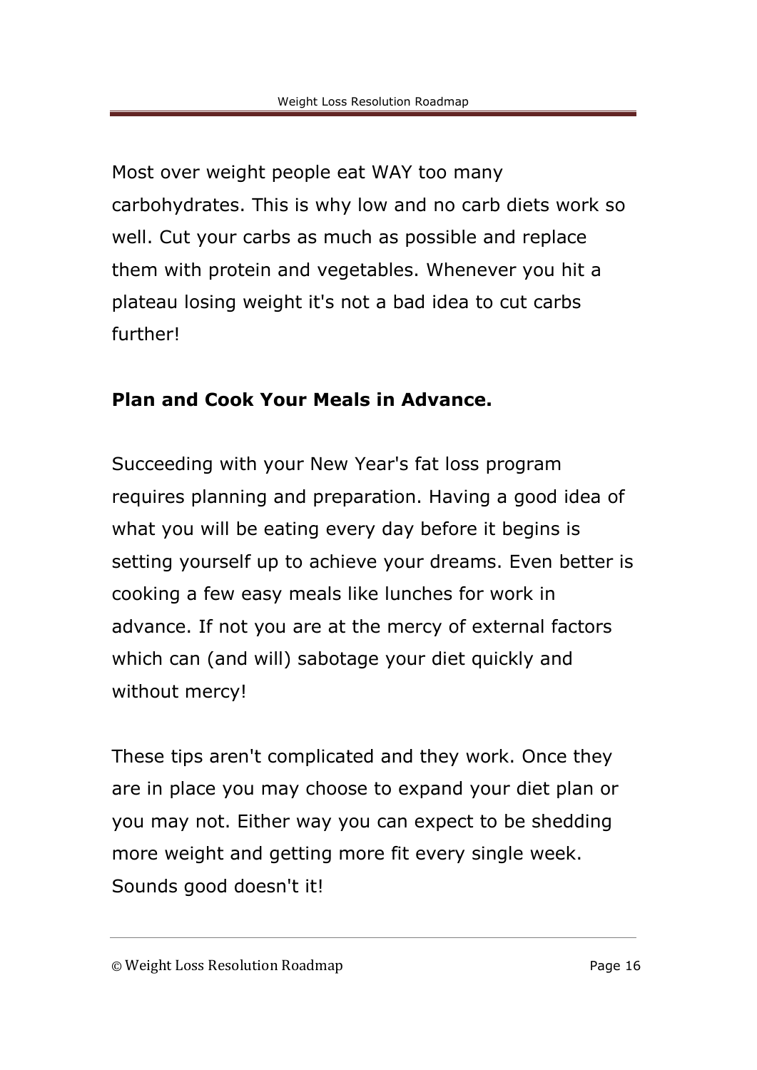Most over weight people eat WAY too many carbohydrates. This is why low and no carb diets work so well. Cut your carbs as much as possible and replace them with protein and vegetables. Whenever you hit a plateau losing weight it's not a bad idea to cut carbs further!

**Plan and Cook Your Meals in Advance.**

Succeeding with your New Year's fat loss program requires planning and preparation. Having a good idea of what you will be eating every day before it begins is setting yourself up to achieve your dreams. Even better is cooking a few easy meals like lunches for work in advance. If not you are at the mercy of external factors which can (and will) sabotage your diet quickly and without mercy!

These tips aren't complicated and they work. Once they are in place you may choose to expand your diet plan or you may not. Either way you can expect to be shedding more weight and getting more fit every single week. Sounds good doesn't it!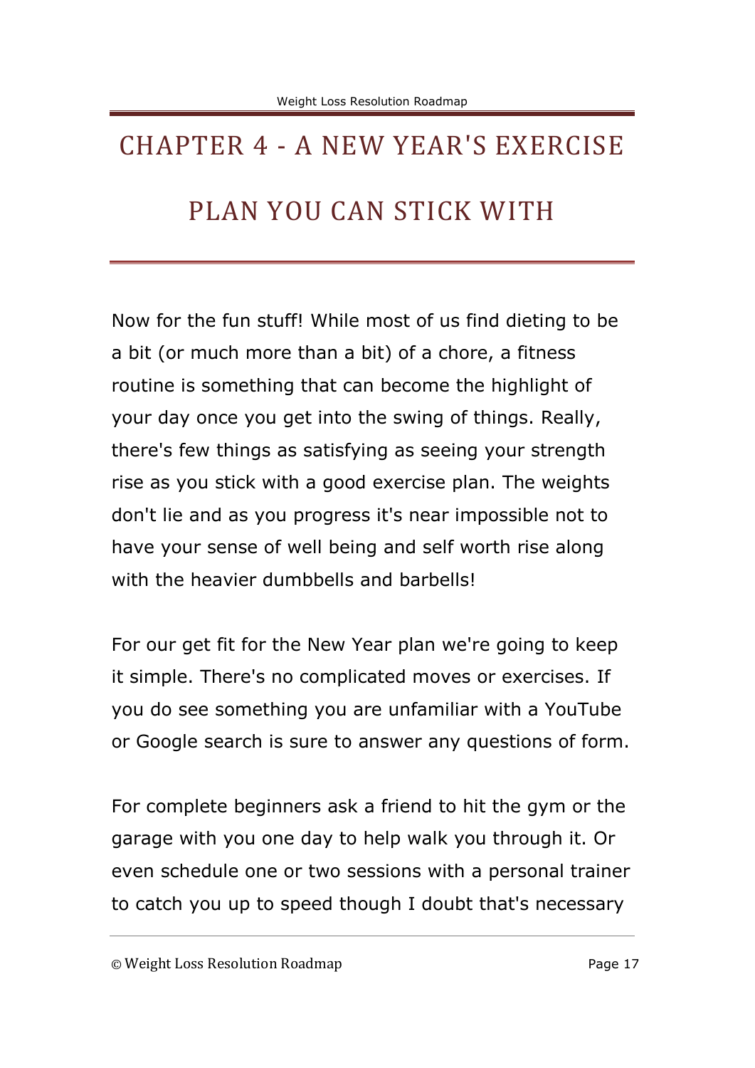# CHAPTER 4 - A NEW YEAR'S EXERCISE PLAN YOU CAN STICK WITH

Now for the fun stuff! While most of us find dieting to be a bit (or much more than a bit) of a chore, a fitness routine is something that can become the highlight of your day once you get into the swing of things. Really, there's few things as satisfying as seeing your strength rise as you stick with a good exercise plan. The weights don't lie and as you progress it's near impossible not to have your sense of well being and self worth rise along with the heavier dumbbells and barbells!

For our get fit for the New Year plan we're going to keep it simple. There's no complicated moves or exercises. If you do see something you are unfamiliar with a YouTube or Google search is sure to answer any questions of form.

For complete beginners ask a friend to hit the gym or the garage with you one day to help walk you through it. Or even schedule one or two sessions with a personal trainer to catch you up to speed though I doubt that's necessary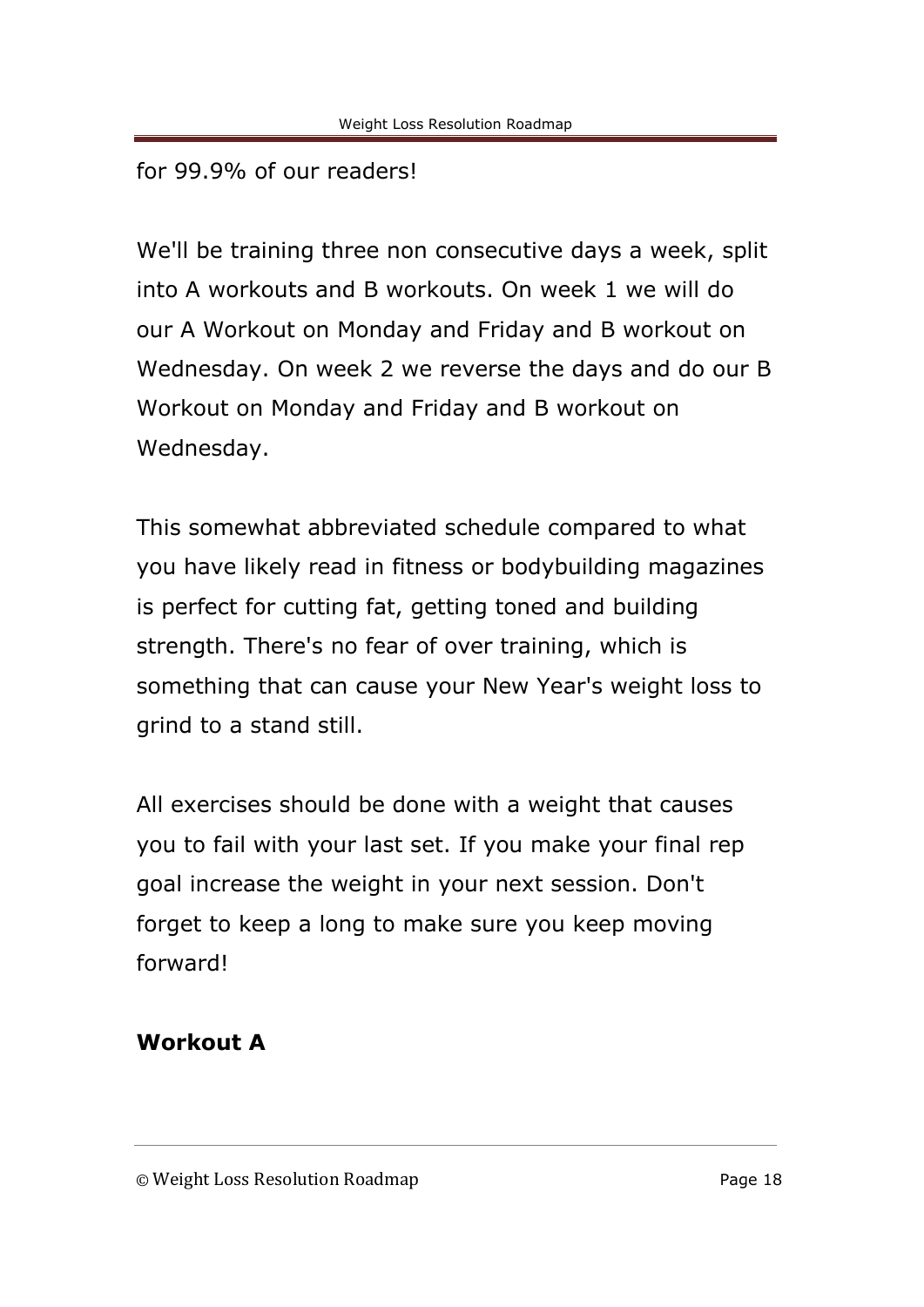for 99.9% of our readers!

We'll be training three non consecutive days a week, split into A workouts and B workouts. On week 1 we will do our A Workout on Monday and Friday and B workout on Wednesday. On week 2 we reverse the days and do our B Workout on Monday and Friday and B workout on Wednesday.

This somewhat abbreviated schedule compared to what you have likely read in fitness or bodybuilding magazines is perfect for cutting fat, getting toned and building strength. There's no fear of over training, which is something that can cause your New Year's weight loss to grind to a stand still.

All exercises should be done with a weight that causes you to fail with your last set. If you make your final rep goal increase the weight in your next session. Don't forget to keep a long to make sure you keep moving forward!

**Workout A**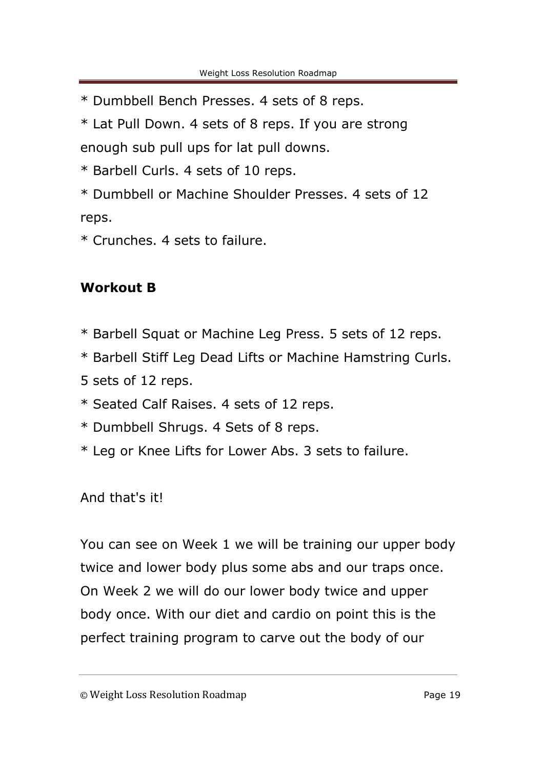* Dumbbell Bench Presses. 4 sets of 8 reps.
* Lat Pull Down. 4 sets of 8 reps. If you are strong enough sub pull ups for lat pull downs.
* Barbell Curls. 4 sets of 10 reps.
* Dumbbell or Machine Shoulder Presses. 4 sets of 12 reps.
* Crunches. 4 sets to failure.

**Workout B**

* Barbell Squat or Machine Leg Press. 5 sets of 12 reps.
* Barbell Stiff Leg Dead Lifts or Machine Hamstring Curls. 5 sets of 12 reps.
* Seated Calf Raises. 4 sets of 12 reps.
* Dumbbell Shrugs. 4 Sets of 8 reps.
* Leg or Knee Lifts for Lower Abs. 3 sets to failure.

And that's it!

You can see on Week 1 we will be training our upper body twice and lower body plus some abs and our traps once. On Week 2 we will do our lower body twice and upper body once. With our diet and cardio on point this is the perfect training program to carve out the body of our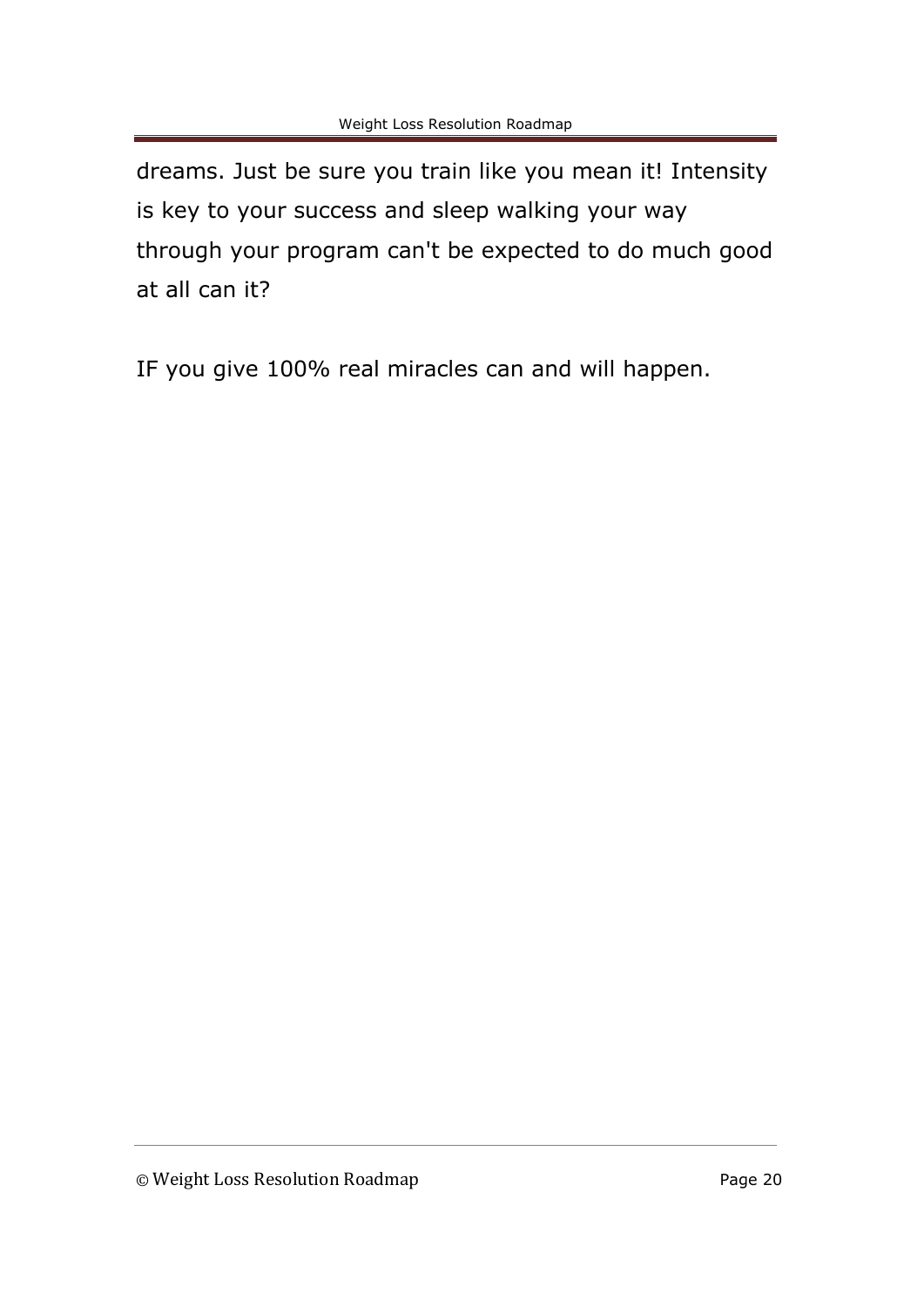dreams. Just be sure you train like you mean it! Intensity is key to your success and sleep walking your way through your program can't be expected to do much good at all can it?

IF you give 100% real miracles can and will happen.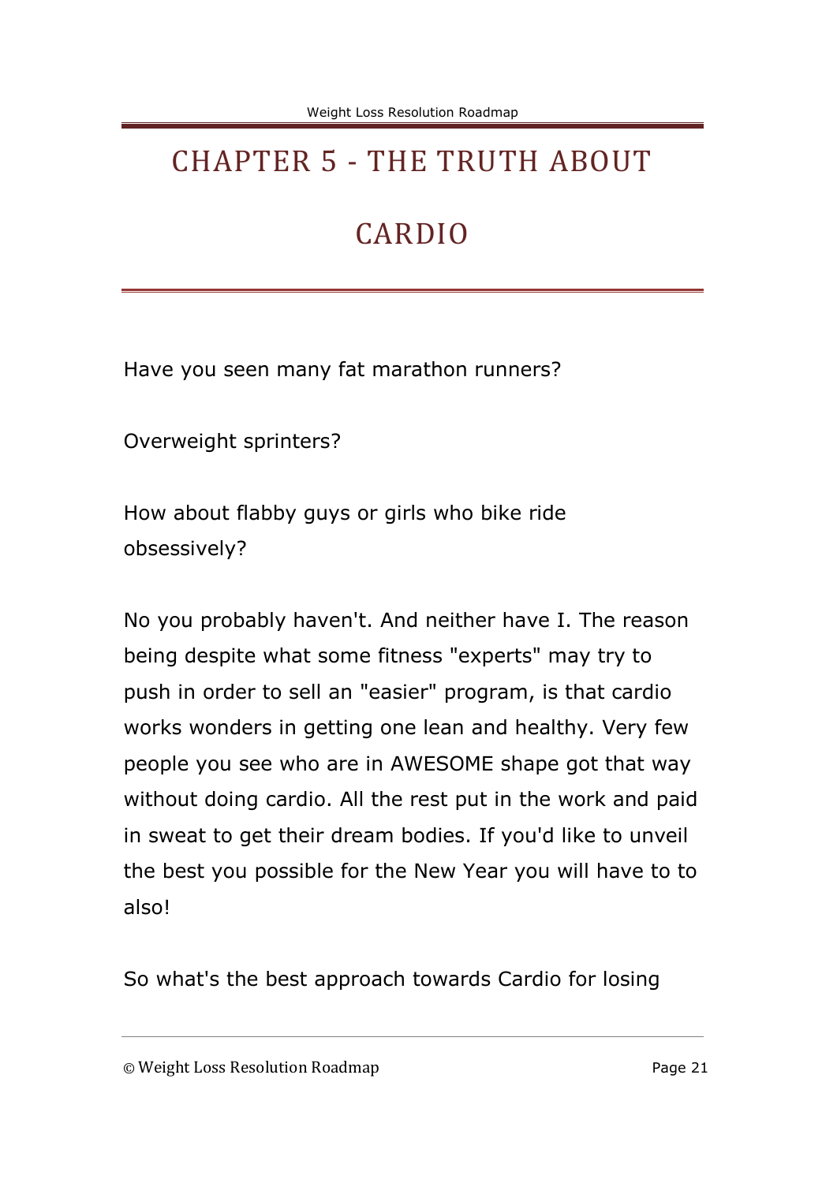# CHAPTER 5 - THE TRUTH ABOUT CARDIO

Have you seen many fat marathon runners?

Overweight sprinters?

How about flabby guys or girls who bike ride obsessively?

No you probably haven't. And neither have I. The reason being despite what some fitness "experts" may try to push in order to sell an "easier" program, is that cardio works wonders in getting one lean and healthy. Very few people you see who are in AWESOME shape got that way without doing cardio. All the rest put in the work and paid in sweat to get their dream bodies. If you'd like to unveil the best you possible for the New Year you will have to to also!

So what's the best approach towards Cardio for losing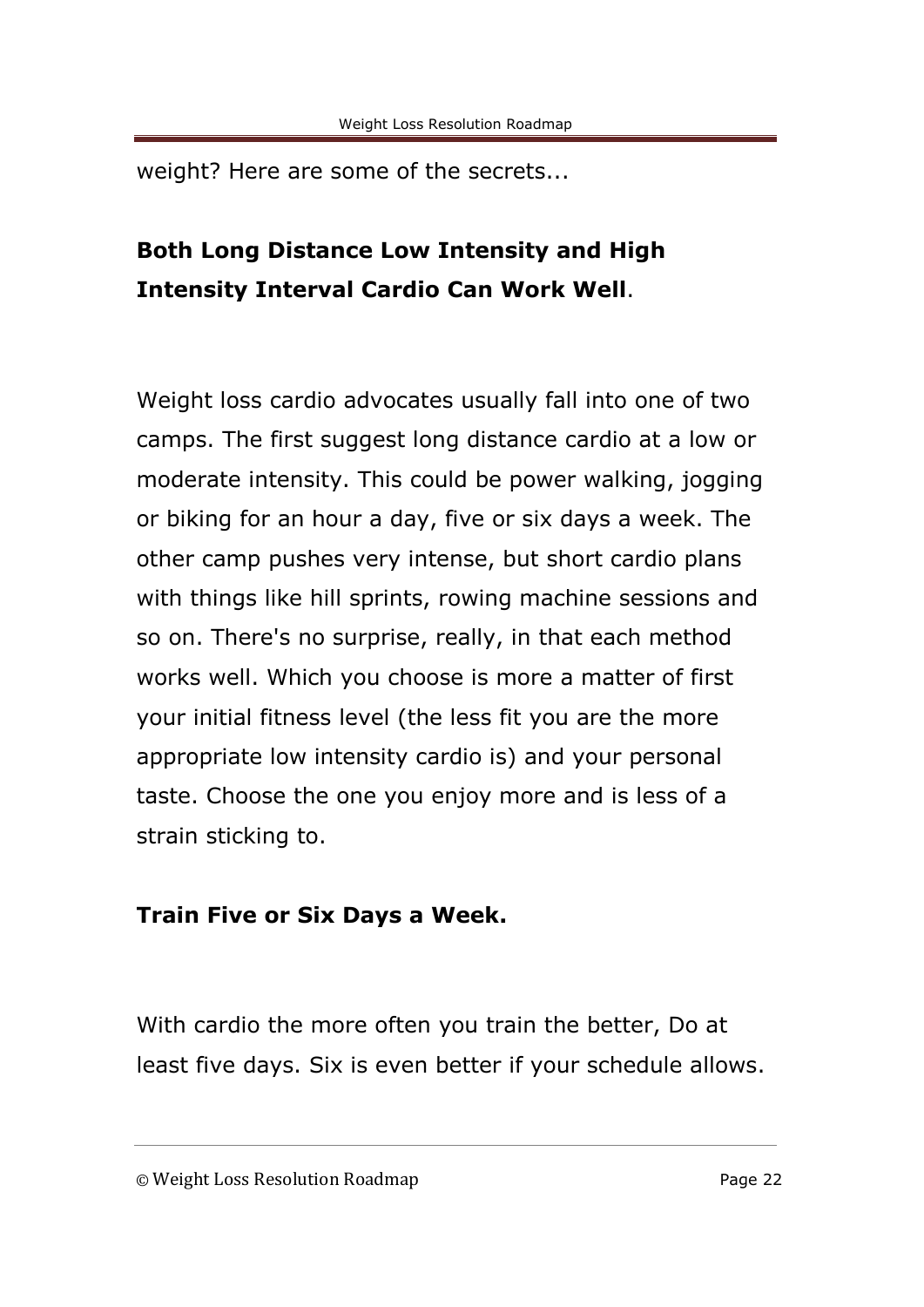weight? Here are some of the secrets...

**Both Long Distance Low Intensity and High Intensity Interval Cardio Can Work Well**.

Weight loss cardio advocates usually fall into one of two camps. The first suggest long distance cardio at a low or moderate intensity. This could be power walking, jogging or biking for an hour a day, five or six days a week. The other camp pushes very intense, but short cardio plans with things like hill sprints, rowing machine sessions and so on. There's no surprise, really, in that each method works well. Which you choose is more a matter of first your initial fitness level (the less fit you are the more appropriate low intensity cardio is) and your personal taste. Choose the one you enjoy more and is less of a strain sticking to.

**Train Five or Six Days a Week.**

With cardio the more often you train the better, Do at least five days. Six is even better if your schedule allows.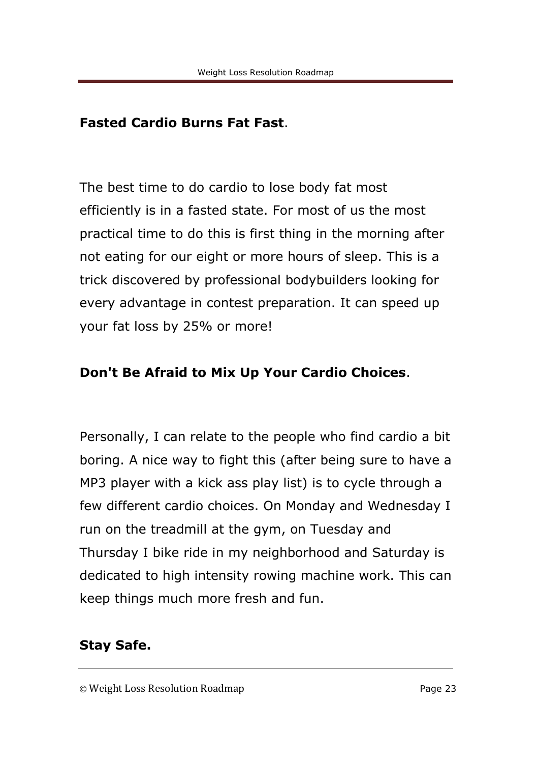**Fasted Cardio Burns Fat Fast**.

The best time to do cardio to lose body fat most efficiently is in a fasted state. For most of us the most practical time to do this is first thing in the morning after not eating for our eight or more hours of sleep. This is a trick discovered by professional bodybuilders looking for every advantage in contest preparation. It can speed up your fat loss by 25% or more!

**Don't Be Afraid to Mix Up Your Cardio Choices**.

Personally, I can relate to the people who find cardio a bit boring. A nice way to fight this (after being sure to have a MP3 player with a kick ass play list) is to cycle through a few different cardio choices. On Monday and Wednesday I run on the treadmill at the gym, on Tuesday and Thursday I bike ride in my neighborhood and Saturday is dedicated to high intensity rowing machine work. This can keep things much more fresh and fun.

**Stay Safe.**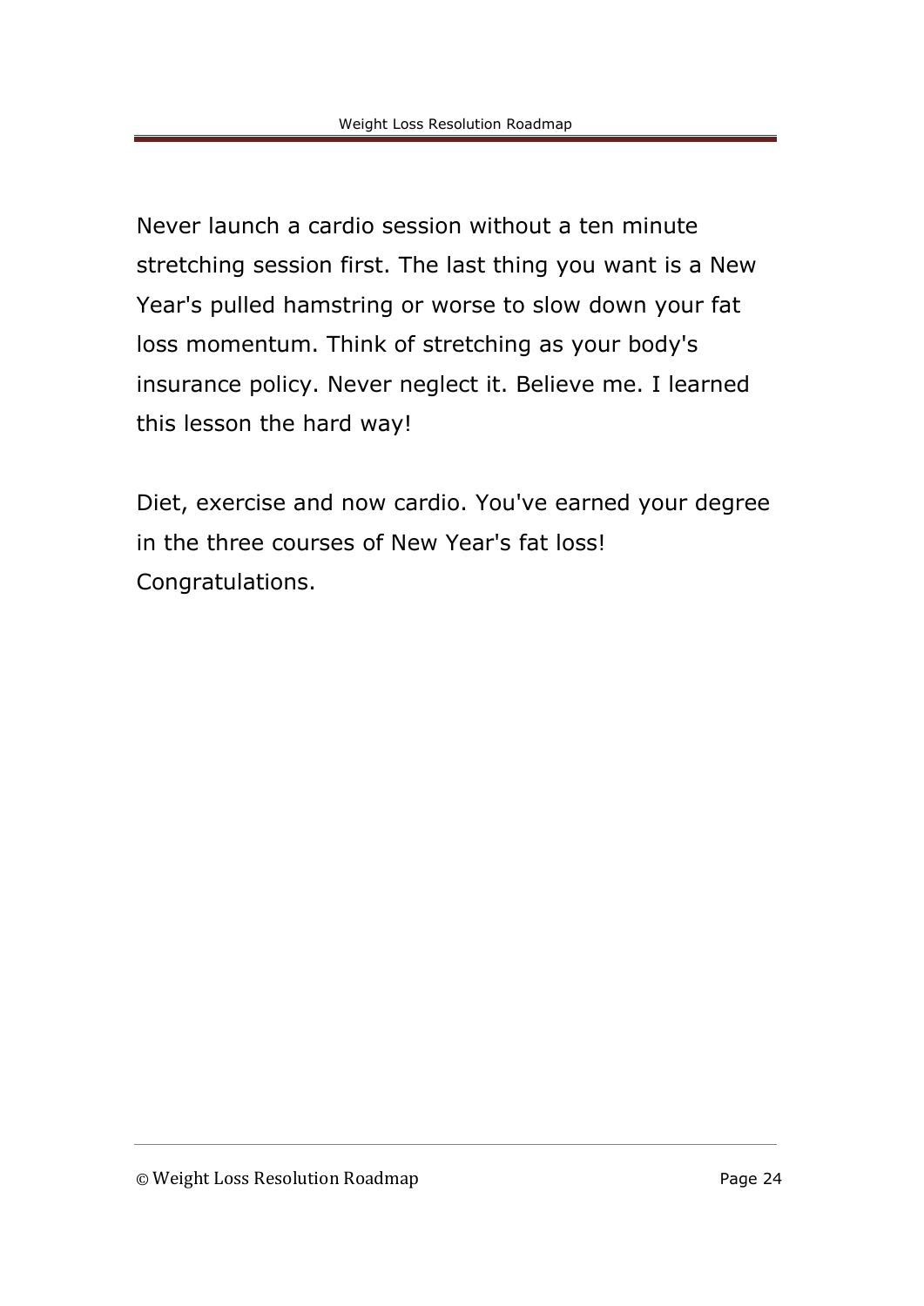Never launch a cardio session without a ten minute stretching session first. The last thing you want is a New Year's pulled hamstring or worse to slow down your fat loss momentum. Think of stretching as your body's insurance policy. Never neglect it. Believe me. I learned this lesson the hard way!

Diet, exercise and now cardio. You've earned your degree in the three courses of New Year's fat loss! Congratulations.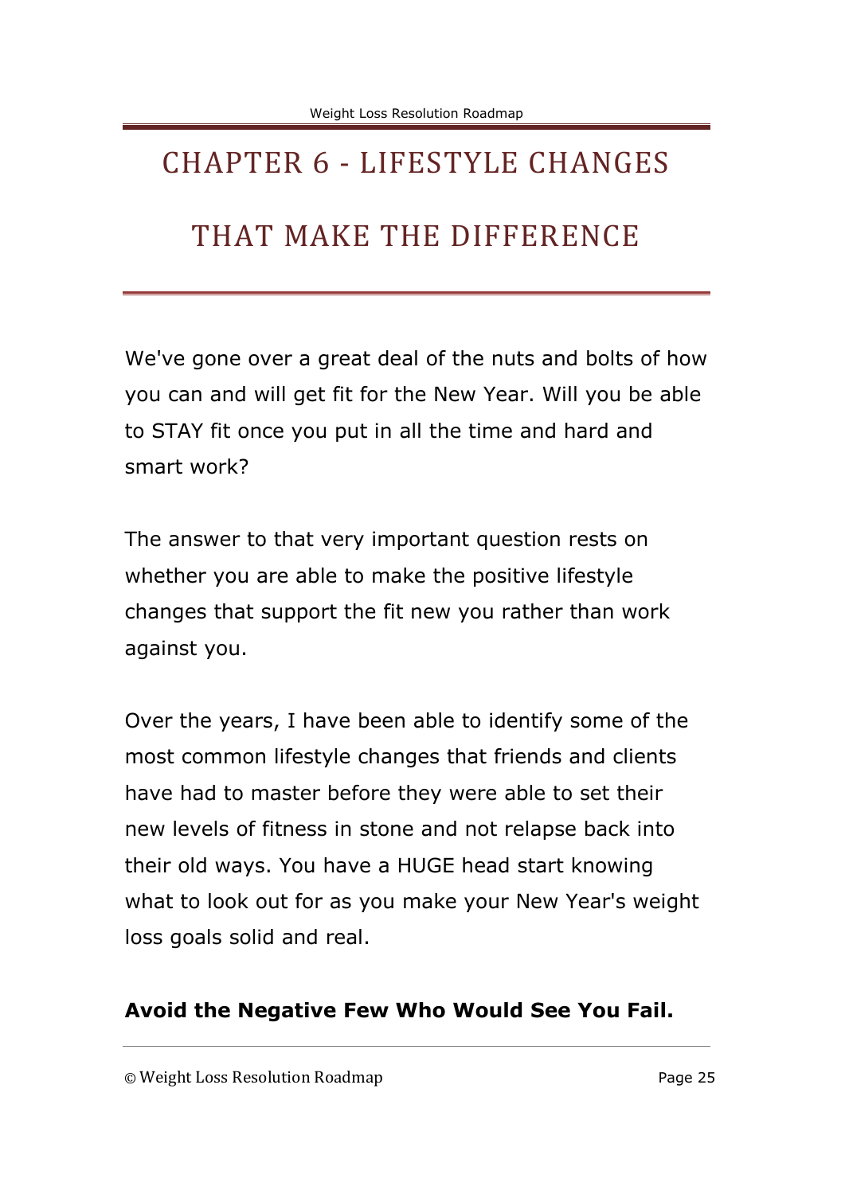# CHAPTER 6 - LIFESTYLE CHANGES THAT MAKE THE DIFFERENCE

We've gone over a great deal of the nuts and bolts of how you can and will get fit for the New Year. Will you be able to STAY fit once you put in all the time and hard and smart work?

The answer to that very important question rests on whether you are able to make the positive lifestyle changes that support the fit new you rather than work against you.

Over the years, I have been able to identify some of the most common lifestyle changes that friends and clients have had to master before they were able to set their new levels of fitness in stone and not relapse back into their old ways. You have a HUGE head start knowing what to look out for as you make your New Year's weight loss goals solid and real.

**Avoid the Negative Few Who Would See You Fail.**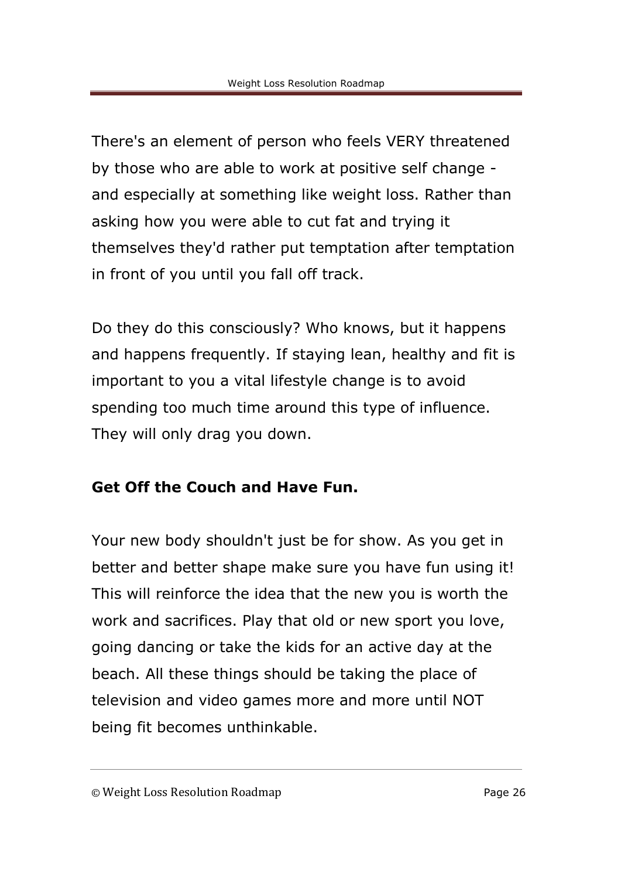There's an element of person who feels VERY threatened by those who are able to work at positive self change - and especially at something like weight loss. Rather than asking how you were able to cut fat and trying it themselves they'd rather put temptation after temptation in front of you until you fall off track.

Do they do this consciously? Who knows, but it happens and happens frequently. If staying lean, healthy and fit is important to you a vital lifestyle change is to avoid spending too much time around this type of influence. They will only drag you down.

**Get Off the Couch and Have Fun.**

Your new body shouldn't just be for show. As you get in better and better shape make sure you have fun using it! This will reinforce the idea that the new you is worth the work and sacrifices. Play that old or new sport you love, going dancing or take the kids for an active day at the beach. All these things should be taking the place of television and video games more and more until NOT being fit becomes unthinkable.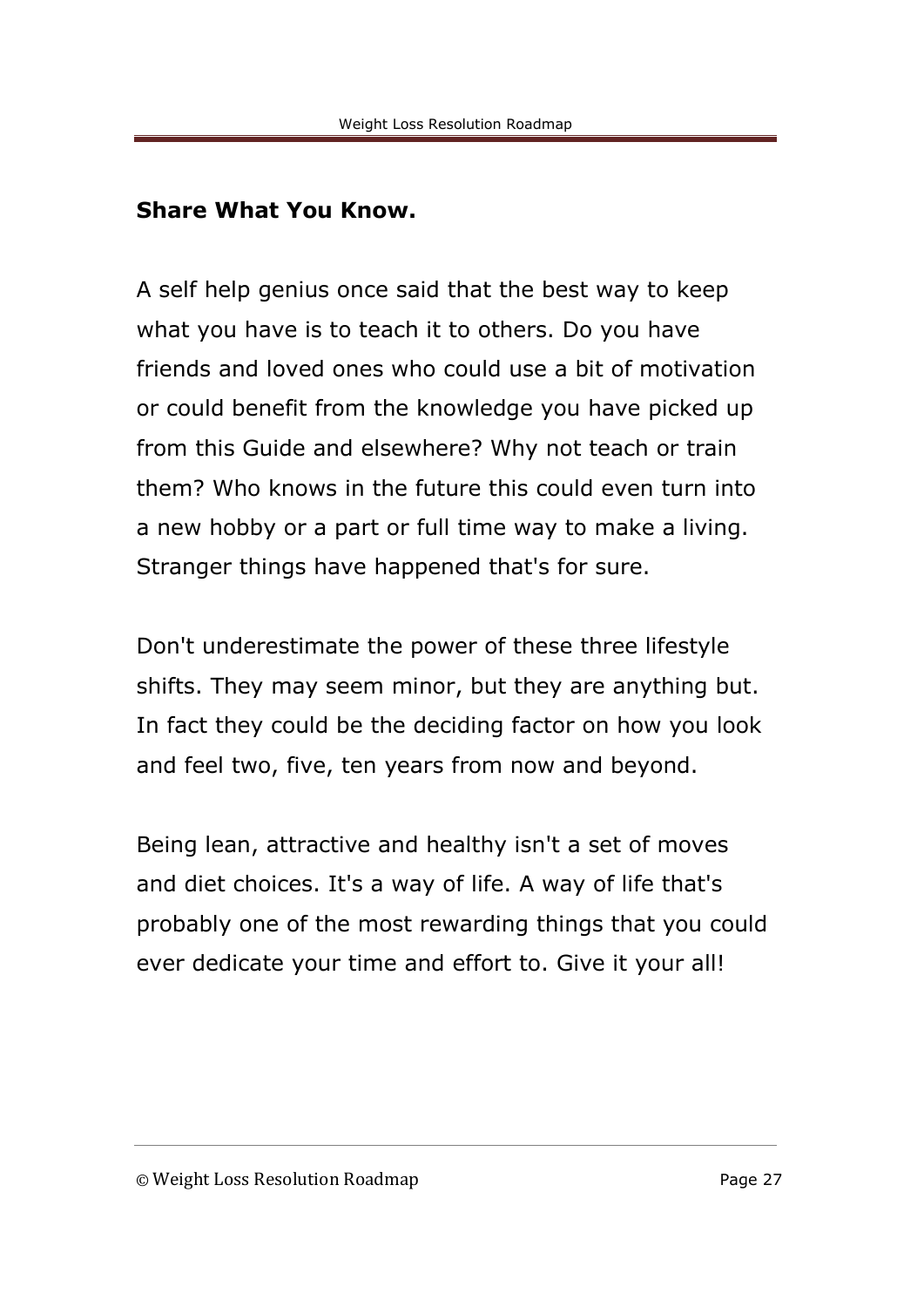**Share What You Know.**

A self help genius once said that the best way to keep what you have is to teach it to others. Do you have friends and loved ones who could use a bit of motivation or could benefit from the knowledge you have picked up from this Guide and elsewhere? Why not teach or train them? Who knows in the future this could even turn into a new hobby or a part or full time way to make a living. Stranger things have happened that's for sure.

Don't underestimate the power of these three lifestyle shifts. They may seem minor, but they are anything but. In fact they could be the deciding factor on how you look and feel two, five, ten years from now and beyond.

Being lean, attractive and healthy isn't a set of moves and diet choices. It's a way of life. A way of life that's probably one of the most rewarding things that you could ever dedicate your time and effort to. Give it your all!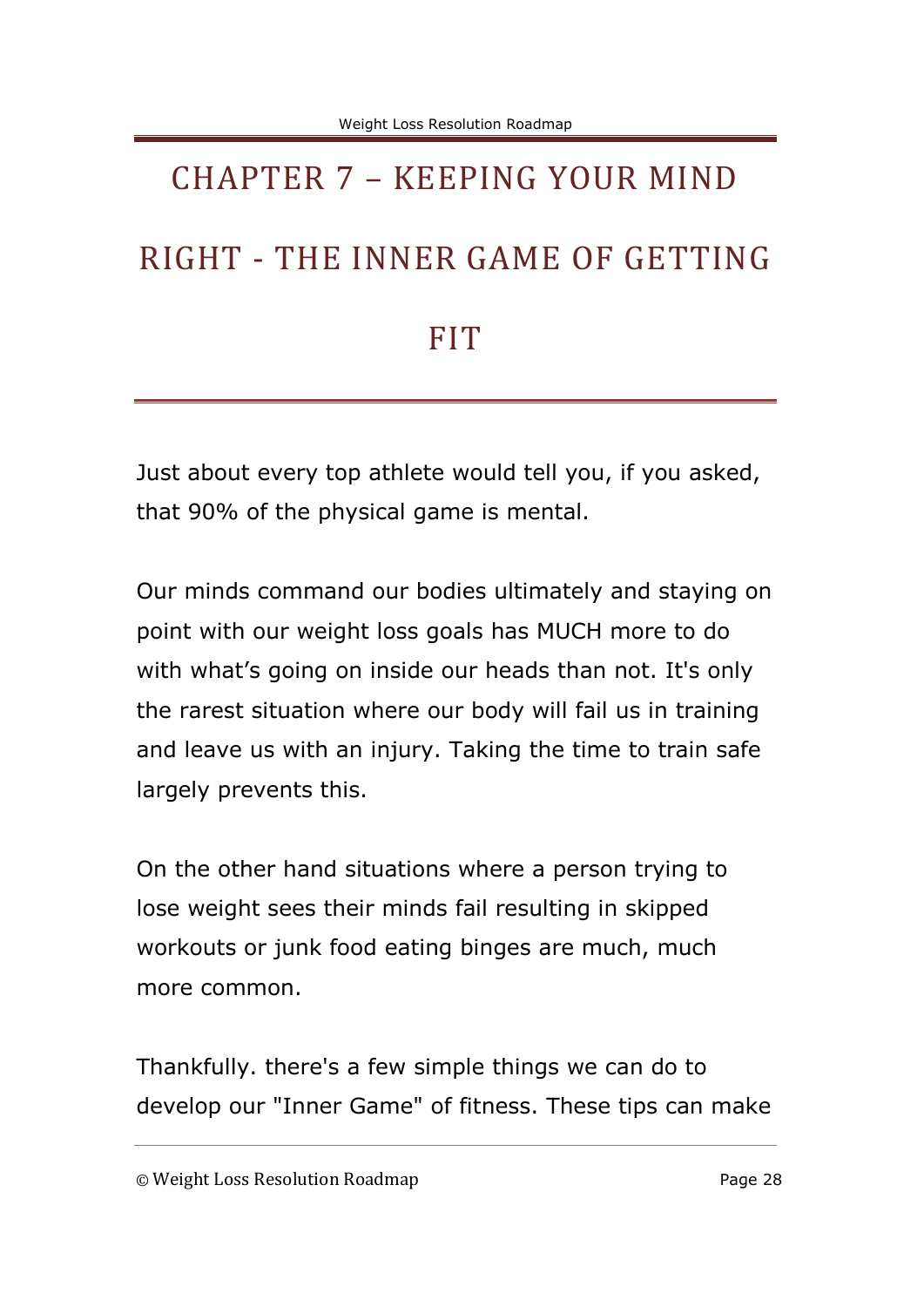# CHAPTER 7 – KEEPING YOUR MIND RIGHT - THE INNER GAME OF GETTING FIT

Just about every top athlete would tell you, if you asked, that 90% of the physical game is mental.

Our minds command our bodies ultimately and staying on point with our weight loss goals has MUCH more to do with what's going on inside our heads than not. It's only the rarest situation where our body will fail us in training and leave us with an injury. Taking the time to train safe largely prevents this.

On the other hand situations where a person trying to lose weight sees their minds fail resulting in skipped workouts or junk food eating binges are much, much more common.

Thankfully. there's a few simple things we can do to develop our "Inner Game" of fitness. These tips can make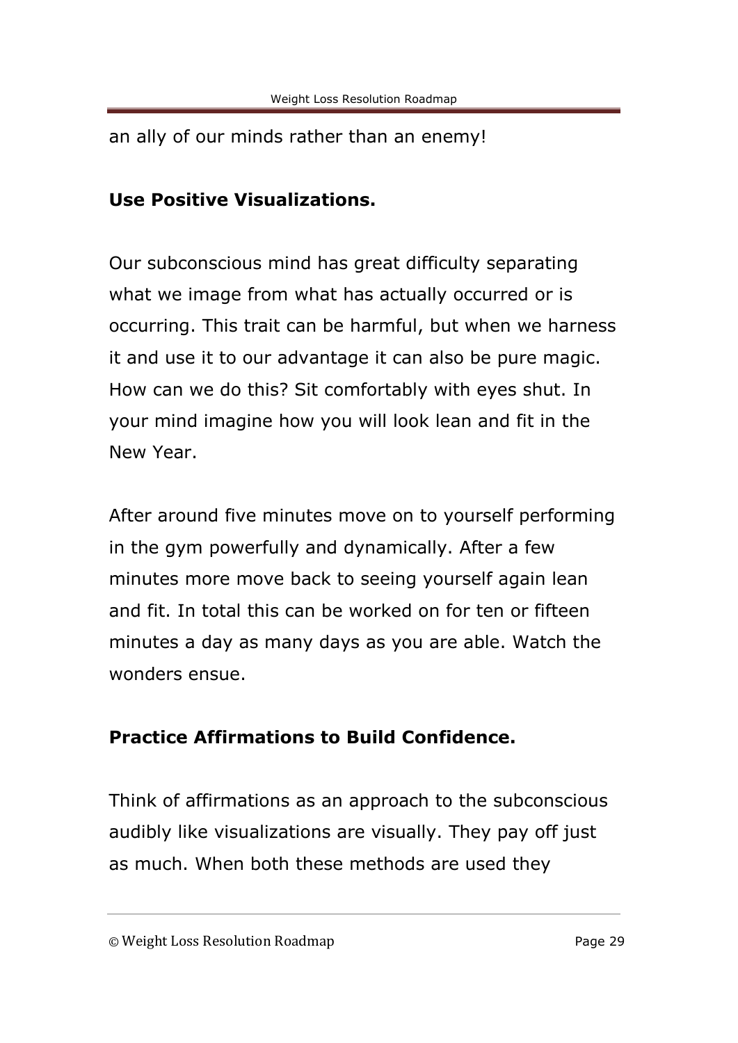an ally of our minds rather than an enemy!

**Use Positive Visualizations.**

Our subconscious mind has great difficulty separating what we image from what has actually occurred or is occurring. This trait can be harmful, but when we harness it and use it to our advantage it can also be pure magic. How can we do this? Sit comfortably with eyes shut. In your mind imagine how you will look lean and fit in the New Year.

After around five minutes move on to yourself performing in the gym powerfully and dynamically. After a few minutes more move back to seeing yourself again lean and fit. In total this can be worked on for ten or fifteen minutes a day as many days as you are able. Watch the wonders ensue.

**Practice Affirmations to Build Confidence.**

Think of affirmations as an approach to the subconscious audibly like visualizations are visually. They pay off just as much. When both these methods are used they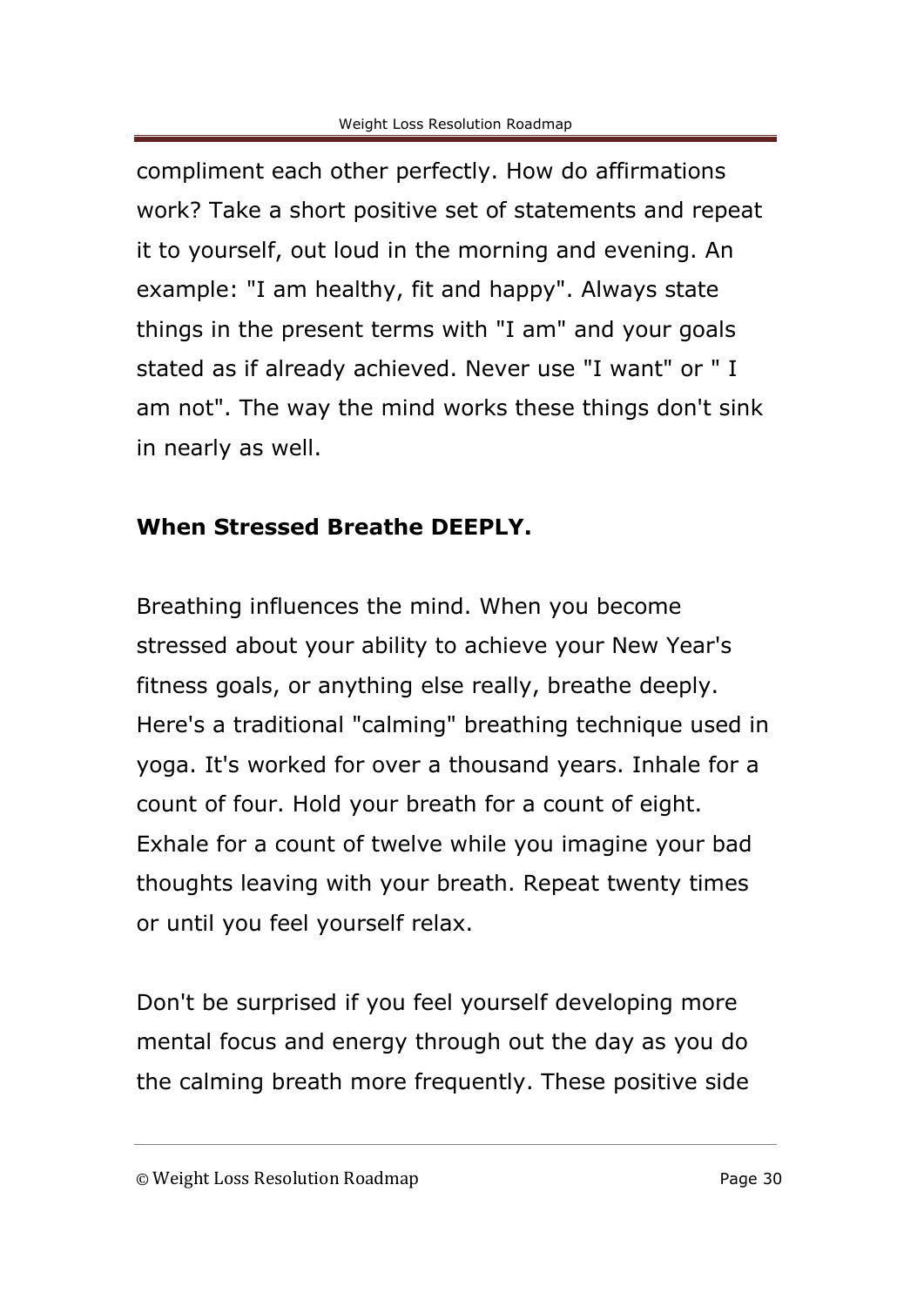compliment each other perfectly. How do affirmations work? Take a short positive set of statements and repeat it to yourself, out loud in the morning and evening. An example: "I am healthy, fit and happy". Always state things in the present terms with "I am" and your goals stated as if already achieved. Never use "I want" or " I am not". The way the mind works these things don't sink in nearly as well.

**When Stressed Breathe DEEPLY.**

Breathing influences the mind. When you become stressed about your ability to achieve your New Year's fitness goals, or anything else really, breathe deeply. Here's a traditional "calming" breathing technique used in yoga. It's worked for over a thousand years. Inhale for a count of four. Hold your breath for a count of eight. Exhale for a count of twelve while you imagine your bad thoughts leaving with your breath. Repeat twenty times or until you feel yourself relax.

Don't be surprised if you feel yourself developing more mental focus and energy through out the day as you do the calming breath more frequently. These positive side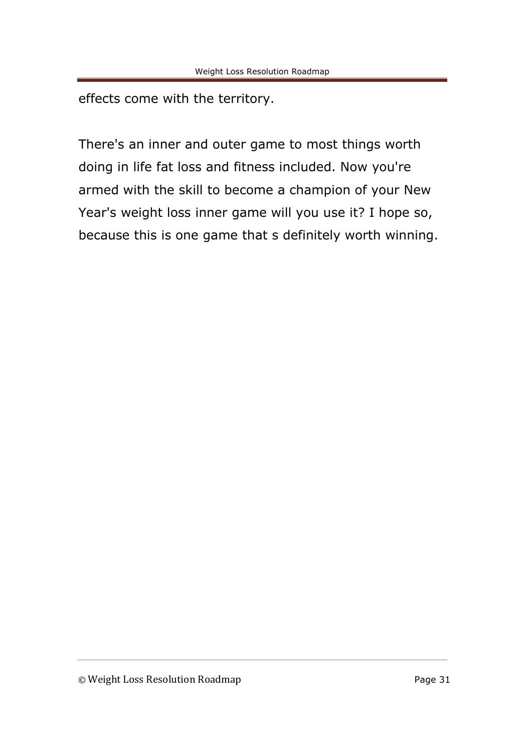effects come with the territory.

There's an inner and outer game to most things worth doing in life fat loss and fitness included. Now you're armed with the skill to become a champion of your New Year's weight loss inner game will you use it? I hope so, because this is one game that s definitely worth winning.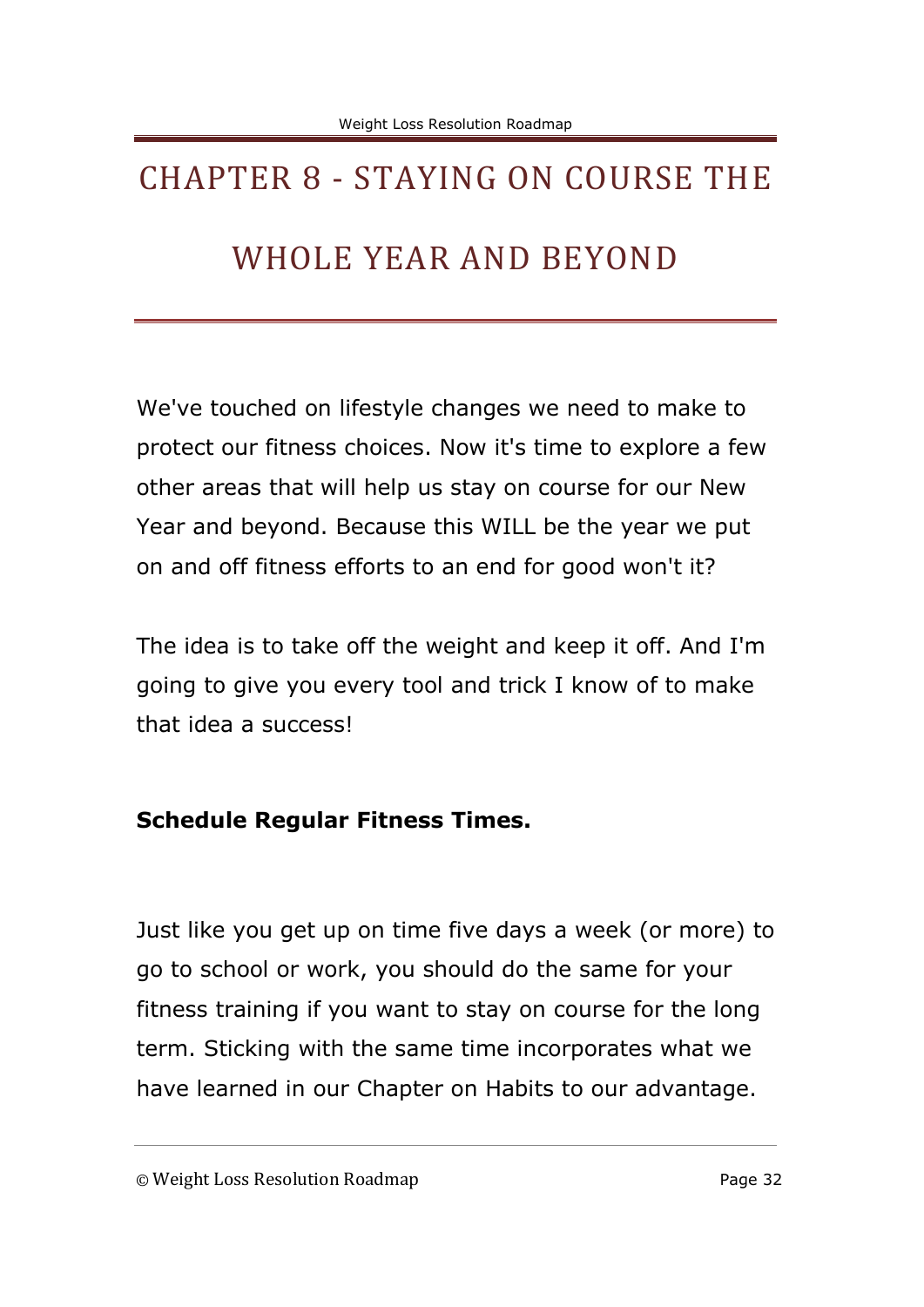# CHAPTER 8 - STAYING ON COURSE THE WHOLE YEAR AND BEYOND

We've touched on lifestyle changes we need to make to protect our fitness choices. Now it's time to explore a few other areas that will help us stay on course for our New Year and beyond. Because this WILL be the year we put on and off fitness efforts to an end for good won't it?

The idea is to take off the weight and keep it off. And I'm going to give you every tool and trick I know of to make that idea a success!

**Schedule Regular Fitness Times.**

Just like you get up on time five days a week (or more) to go to school or work, you should do the same for your fitness training if you want to stay on course for the long term. Sticking with the same time incorporates what we have learned in our Chapter on Habits to our advantage.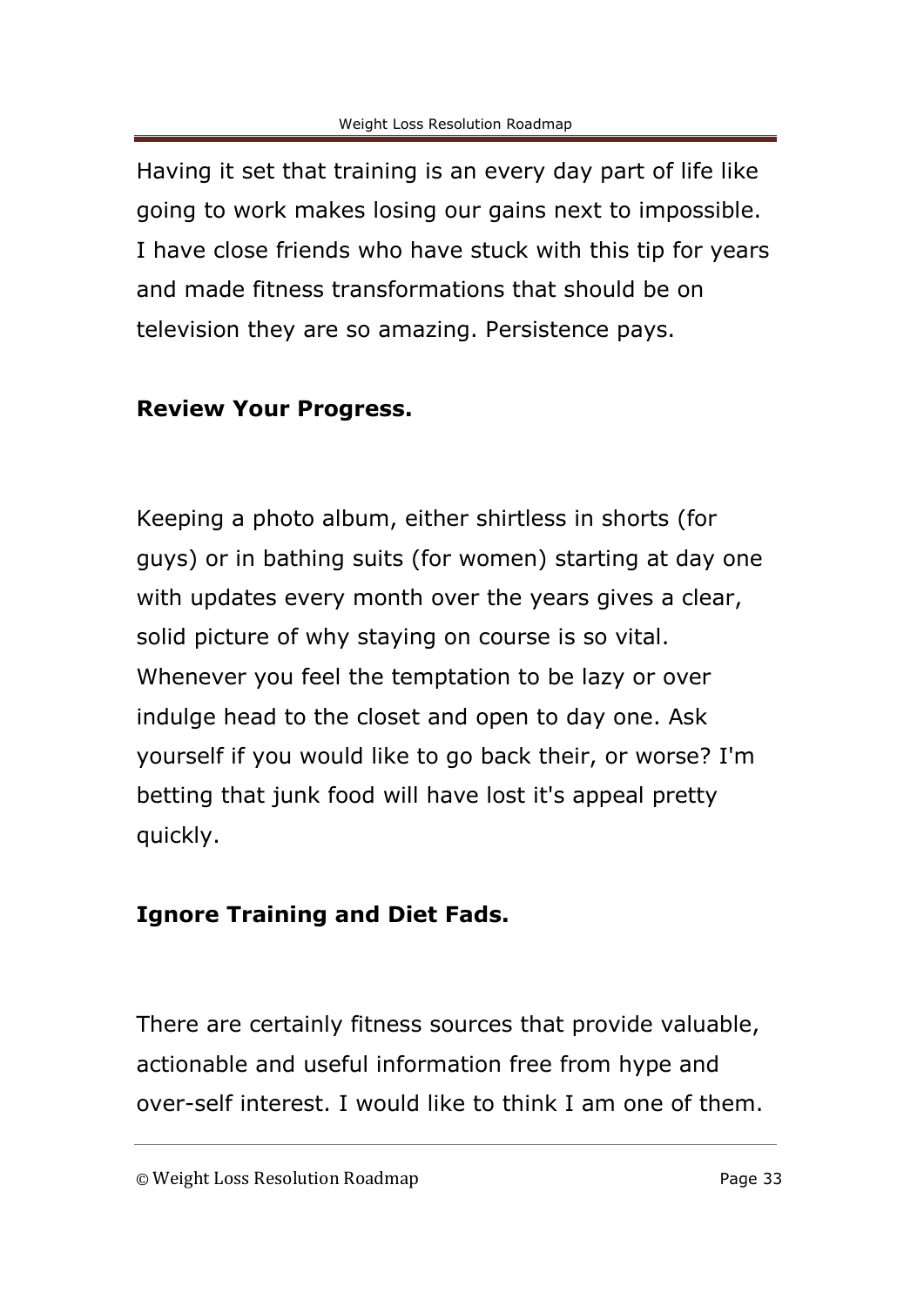Having it set that training is an every day part of life like going to work makes losing our gains next to impossible. I have close friends who have stuck with this tip for years and made fitness transformations that should be on television they are so amazing. Persistence pays.

**Review Your Progress.**

Keeping a photo album, either shirtless in shorts (for guys) or in bathing suits (for women) starting at day one with updates every month over the years gives a clear, solid picture of why staying on course is so vital. Whenever you feel the temptation to be lazy or over indulge head to the closet and open to day one. Ask yourself if you would like to go back their, or worse? I'm betting that junk food will have lost it's appeal pretty quickly.

**Ignore Training and Diet Fads.**

There are certainly fitness sources that provide valuable, actionable and useful information free from hype and over-self interest. I would like to think I am one of them.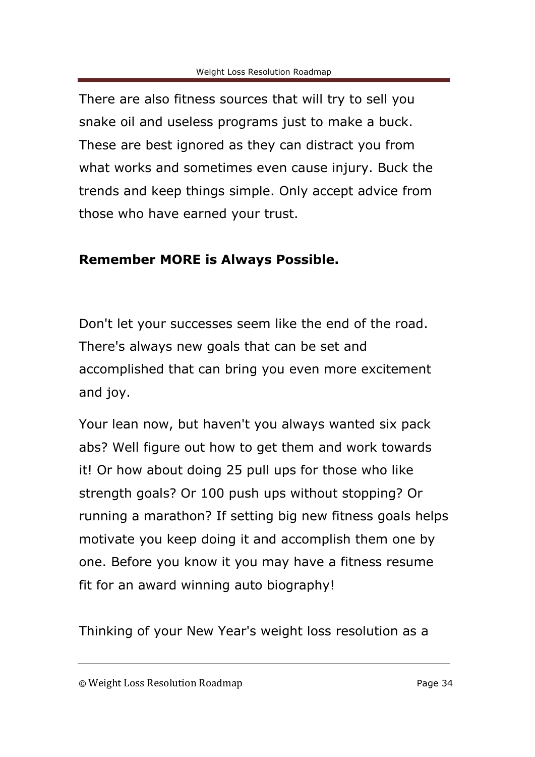There are also fitness sources that will try to sell you snake oil and useless programs just to make a buck. These are best ignored as they can distract you from what works and sometimes even cause injury. Buck the trends and keep things simple. Only accept advice from those who have earned your trust.

**Remember MORE is Always Possible.**

Don't let your successes seem like the end of the road. There's always new goals that can be set and accomplished that can bring you even more excitement and joy.

Your lean now, but haven't you always wanted six pack abs? Well figure out how to get them and work towards it! Or how about doing 25 pull ups for those who like strength goals? Or 100 push ups without stopping? Or running a marathon? If setting big new fitness goals helps motivate you keep doing it and accomplish them one by one. Before you know it you may have a fitness resume fit for an award winning auto biography!

Thinking of your New Year's weight loss resolution as a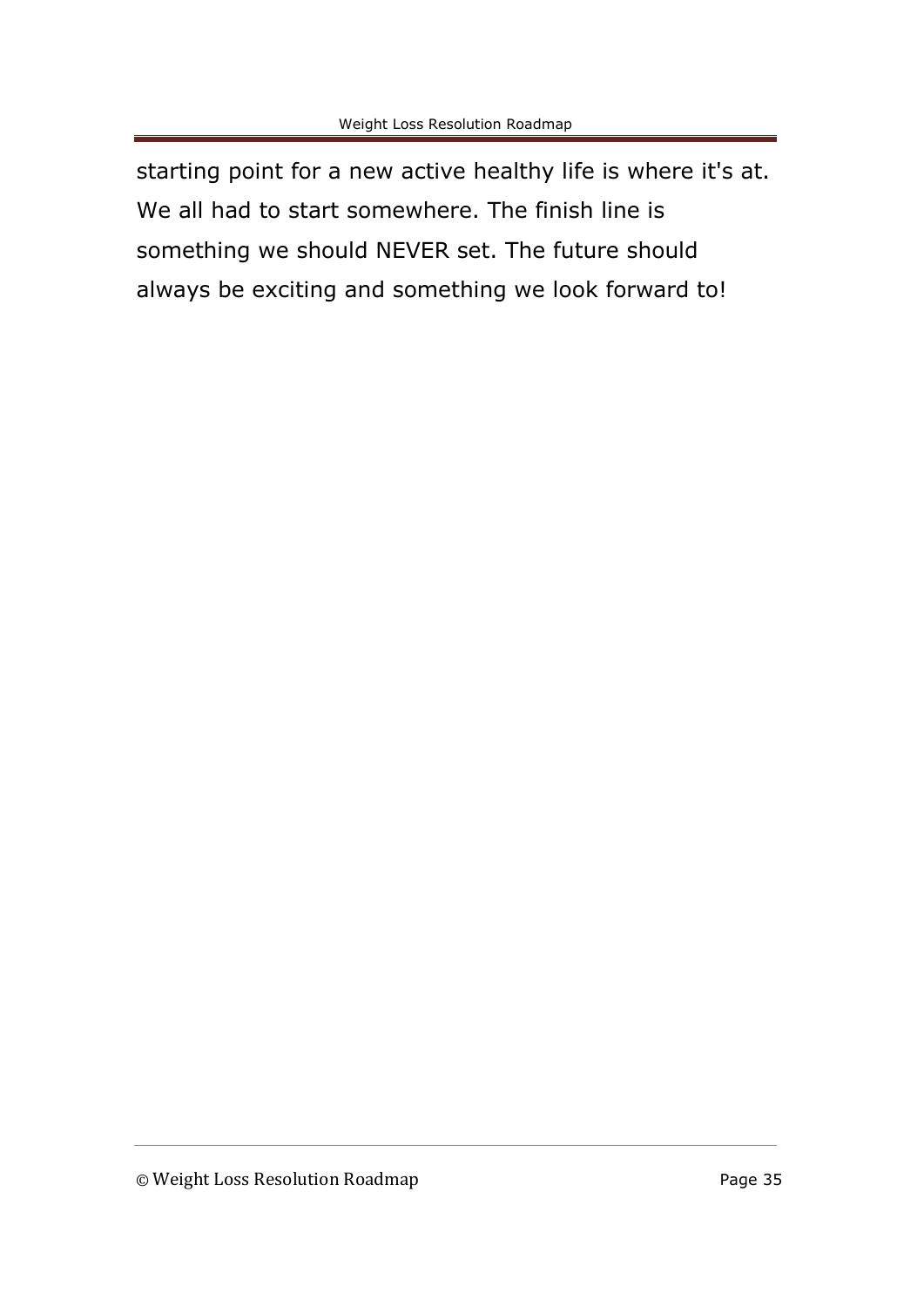starting point for a new active healthy life is where it's at. We all had to start somewhere. The finish line is something we should NEVER set. The future should always be exciting and something we look forward to!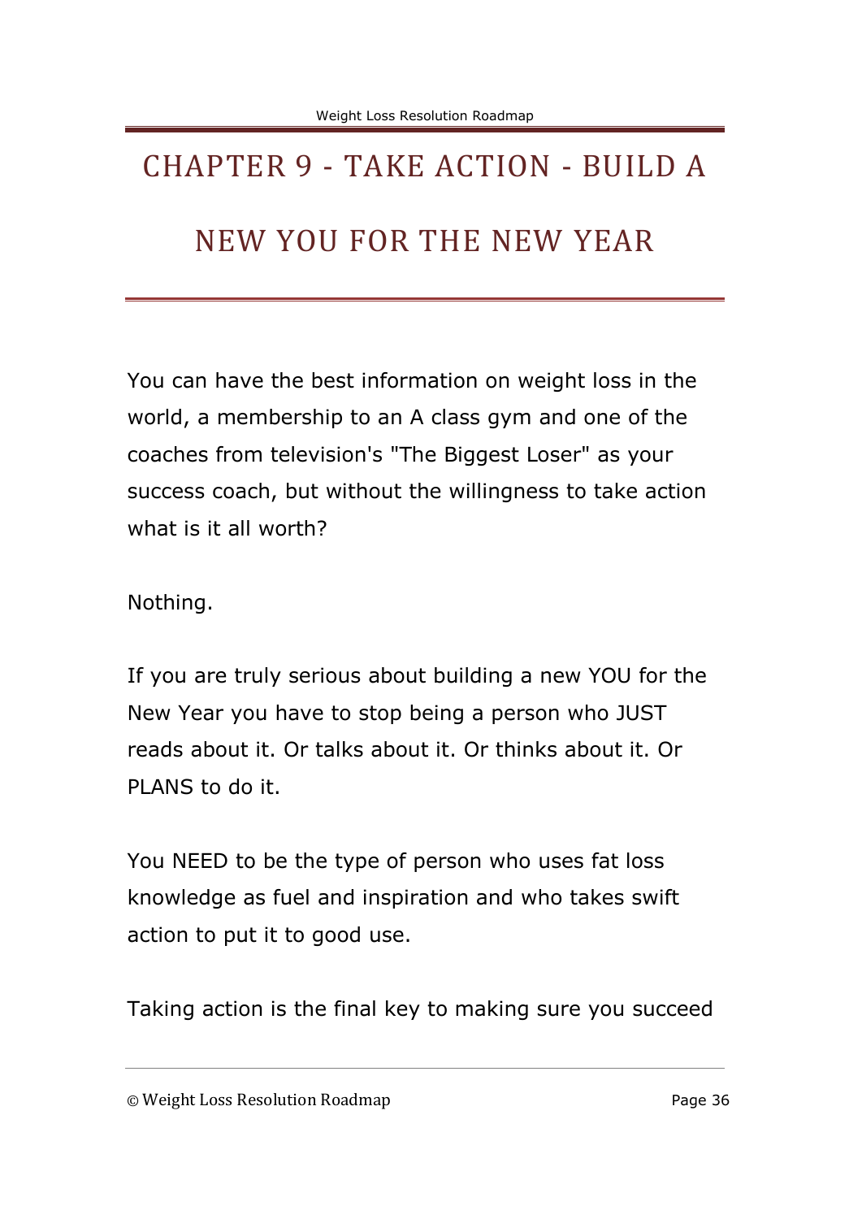# CHAPTER 9 - TAKE ACTION - BUILD A NEW YOU FOR THE NEW YEAR

You can have the best information on weight loss in the world, a membership to an A class gym and one of the coaches from television's "The Biggest Loser" as your success coach, but without the willingness to take action what is it all worth?

Nothing.

If you are truly serious about building a new YOU for the New Year you have to stop being a person who JUST reads about it. Or talks about it. Or thinks about it. Or PLANS to do it.

You NEED to be the type of person who uses fat loss knowledge as fuel and inspiration and who takes swift action to put it to good use.

Taking action is the final key to making sure you succeed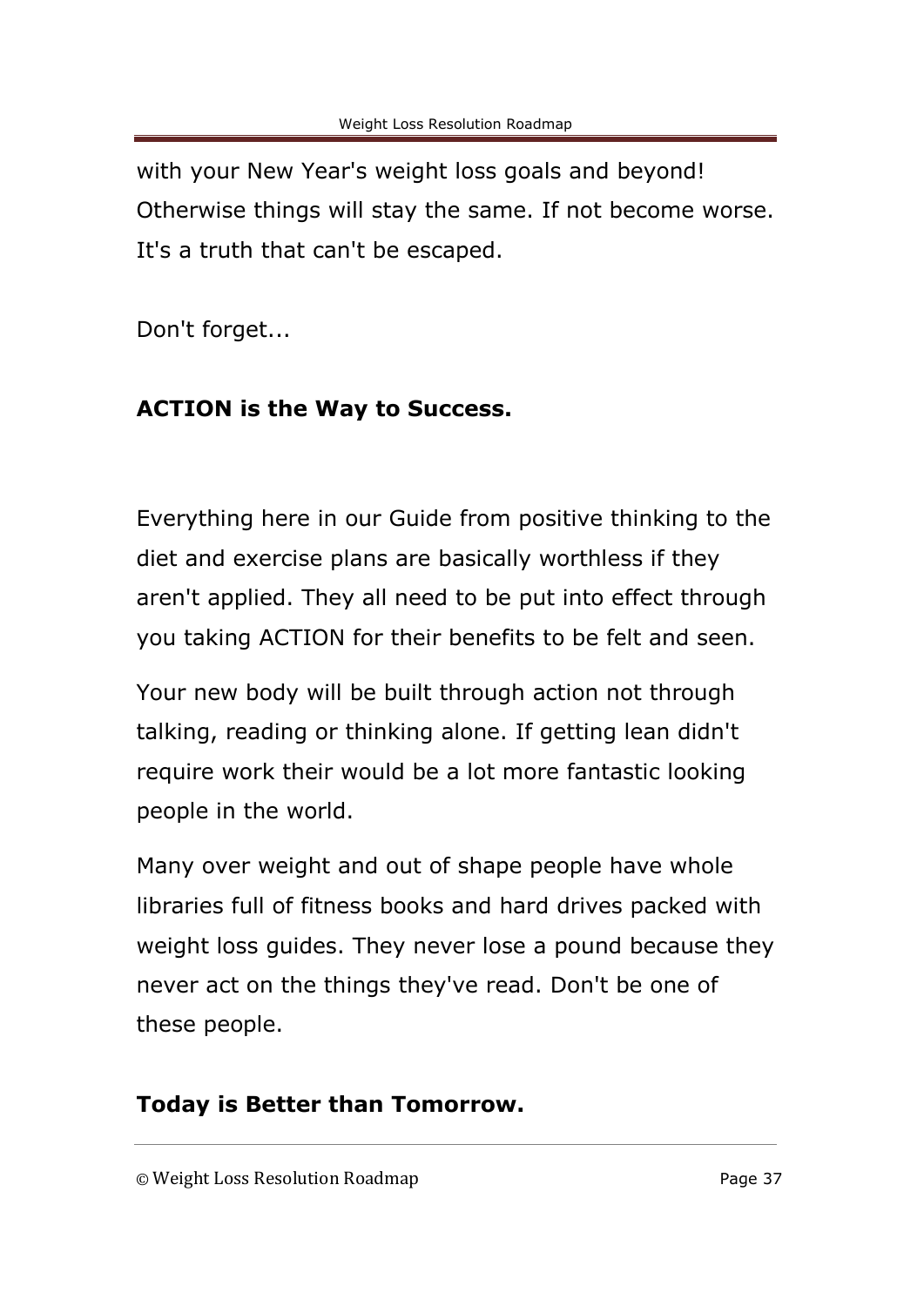with your New Year's weight loss goals and beyond! Otherwise things will stay the same. If not become worse. It's a truth that can't be escaped.

Don't forget...

**ACTION is the Way to Success.**

Everything here in our Guide from positive thinking to the diet and exercise plans are basically worthless if they aren't applied. They all need to be put into effect through you taking ACTION for their benefits to be felt and seen.

Your new body will be built through action not through talking, reading or thinking alone. If getting lean didn't require work their would be a lot more fantastic looking people in the world.

Many over weight and out of shape people have whole libraries full of fitness books and hard drives packed with weight loss guides. They never lose a pound because they never act on the things they've read. Don't be one of these people.

**Today is Better than Tomorrow.**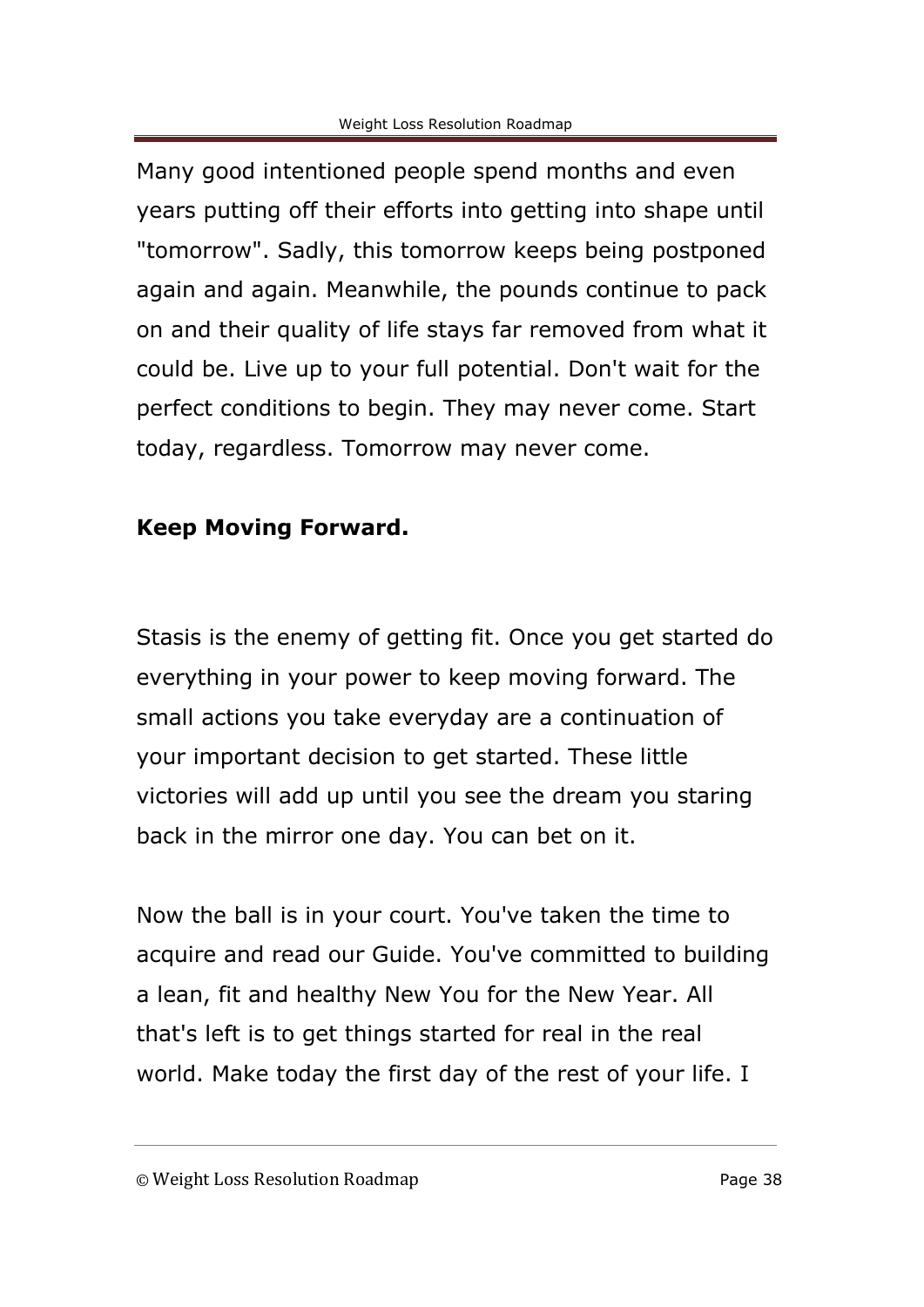Many good intentioned people spend months and even years putting off their efforts into getting into shape until "tomorrow". Sadly, this tomorrow keeps being postponed again and again. Meanwhile, the pounds continue to pack on and their quality of life stays far removed from what it could be. Live up to your full potential. Don't wait for the perfect conditions to begin. They may never come. Start today, regardless. Tomorrow may never come.

**Keep Moving Forward.**

Stasis is the enemy of getting fit. Once you get started do everything in your power to keep moving forward. The small actions you take everyday are a continuation of your important decision to get started. These little victories will add up until you see the dream you staring back in the mirror one day. You can bet on it.

Now the ball is in your court. You've taken the time to acquire and read our Guide. You've committed to building a lean, fit and healthy New You for the New Year. All that's left is to get things started for real in the real world. Make today the first day of the rest of your life. I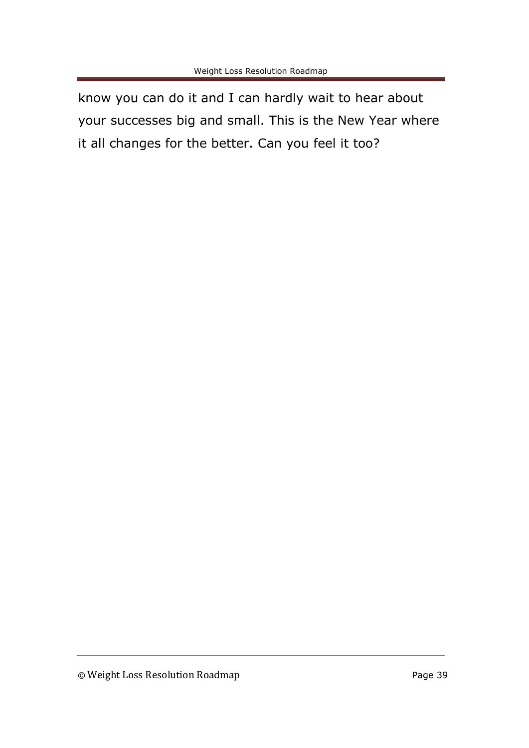know you can do it and I can hardly wait to hear about your successes big and small. This is the New Year where it all changes for the better. Can you feel it too?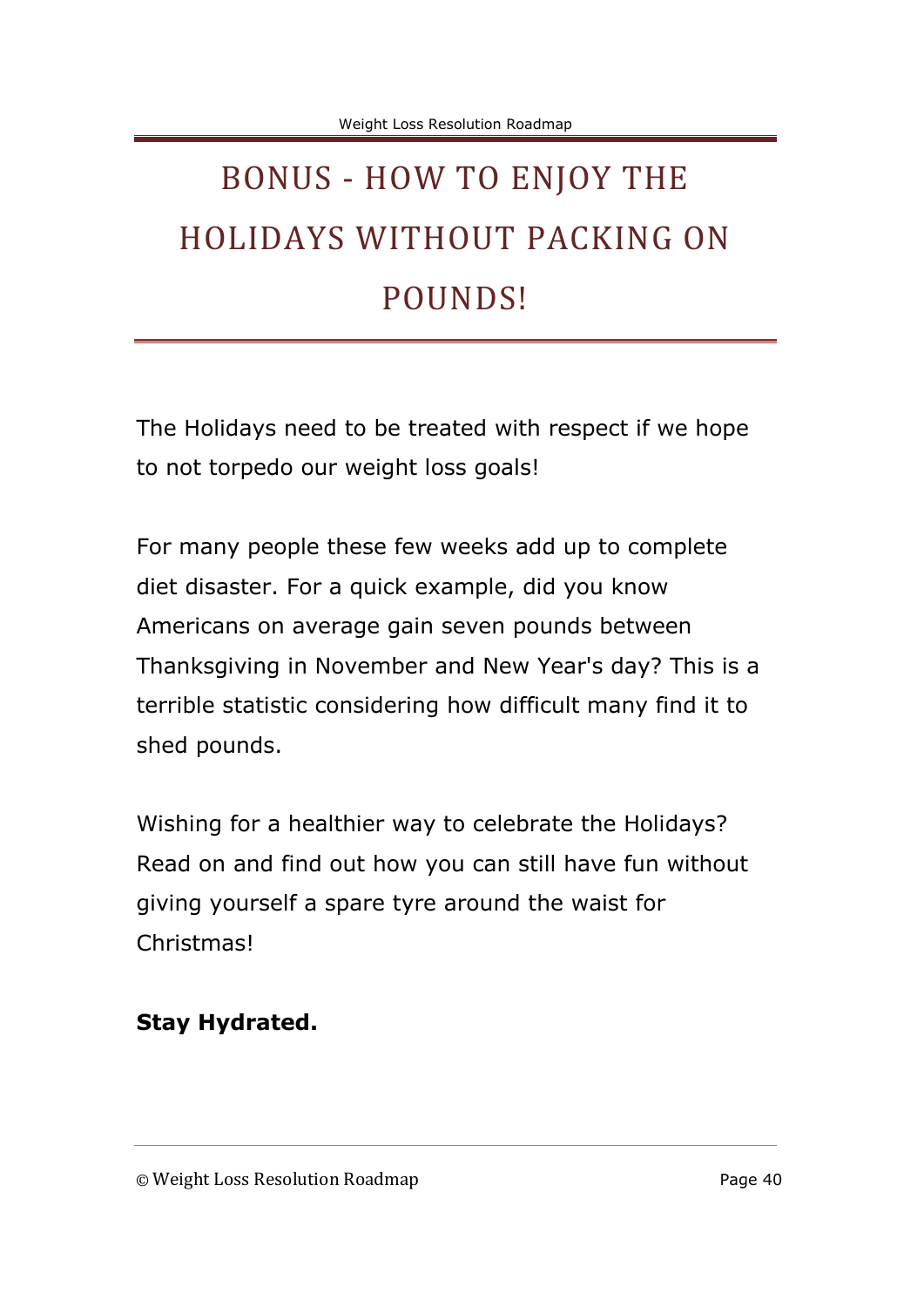# BONUS - HOW TO ENJOY THE HOLIDAYS WITHOUT PACKING ON POUNDS!

The Holidays need to be treated with respect if we hope to not torpedo our weight loss goals!

For many people these few weeks add up to complete diet disaster. For a quick example, did you know Americans on average gain seven pounds between Thanksgiving in November and New Year's day? This is a terrible statistic considering how difficult many find it to shed pounds.

Wishing for a healthier way to celebrate the Holidays? Read on and find out how you can still have fun without giving yourself a spare tyre around the waist for Christmas!

**Stay Hydrated.**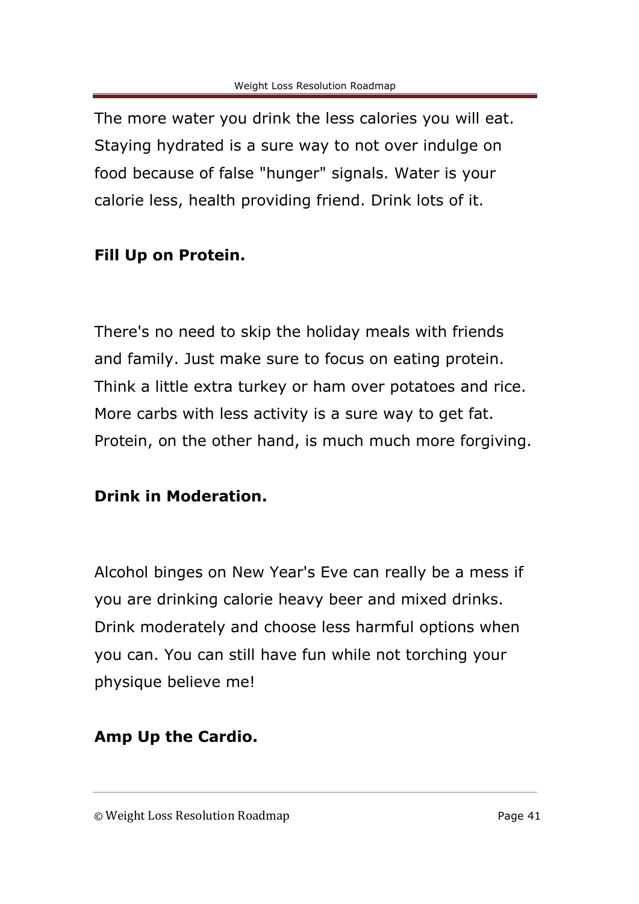The more water you drink the less calories you will eat. Staying hydrated is a sure way to not over indulge on food because of false "hunger" signals. Water is your calorie less, health providing friend. Drink lots of it.

**Fill Up on Protein.**

There's no need to skip the holiday meals with friends and family. Just make sure to focus on eating protein. Think a little extra turkey or ham over potatoes and rice. More carbs with less activity is a sure way to get fat. Protein, on the other hand, is much much more forgiving.

**Drink in Moderation.**

Alcohol binges on New Year's Eve can really be a mess if you are drinking calorie heavy beer and mixed drinks. Drink moderately and choose less harmful options when you can. You can still have fun while not torching your physique believe me!

**Amp Up the Cardio.**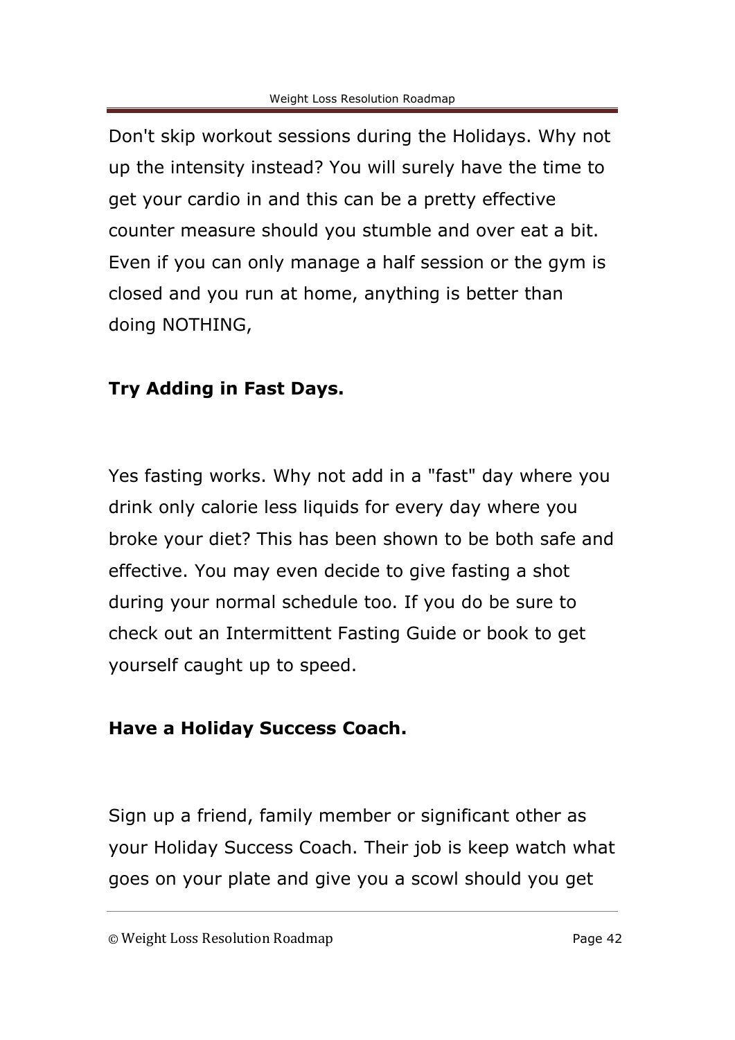Don't skip workout sessions during the Holidays. Why not up the intensity instead? You will surely have the time to get your cardio in and this can be a pretty effective counter measure should you stumble and over eat a bit. Even if you can only manage a half session or the gym is closed and you run at home, anything is better than doing NOTHING,

**Try Adding in Fast Days.**

Yes fasting works. Why not add in a "fast" day where you drink only calorie less liquids for every day where you broke your diet? This has been shown to be both safe and effective. You may even decide to give fasting a shot during your normal schedule too. If you do be sure to check out an Intermittent Fasting Guide or book to get yourself caught up to speed.

**Have a Holiday Success Coach.**

Sign up a friend, family member or significant other as your Holiday Success Coach. Their job is keep watch what goes on your plate and give you a scowl should you get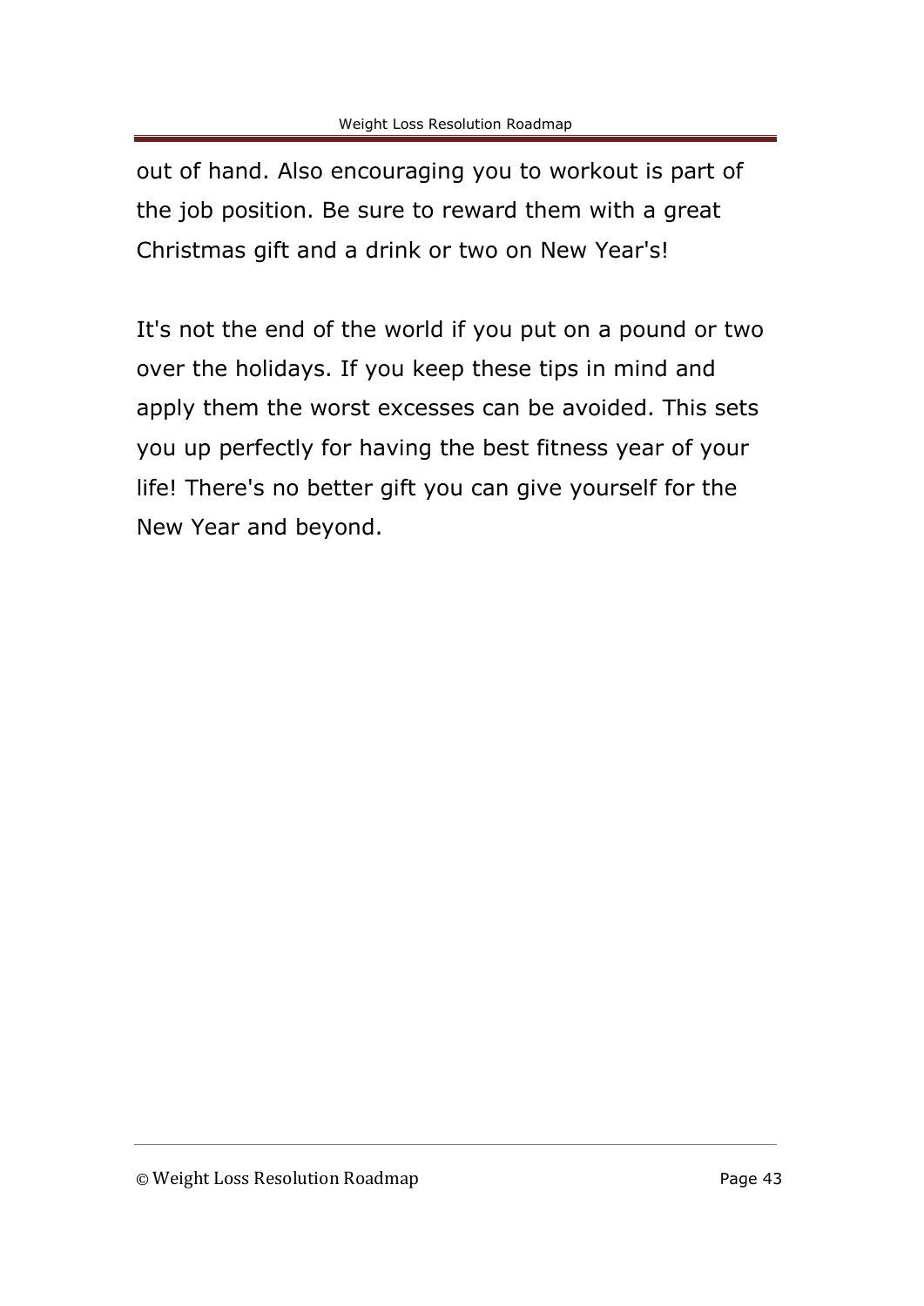out of hand. Also encouraging you to workout is part of the job position. Be sure to reward them with a great Christmas gift and a drink or two on New Year's!

It's not the end of the world if you put on a pound or two over the holidays. If you keep these tips in mind and apply them the worst excesses can be avoided. This sets you up perfectly for having the best fitness year of your life! There's no better gift you can give yourself for the New Year and beyond.